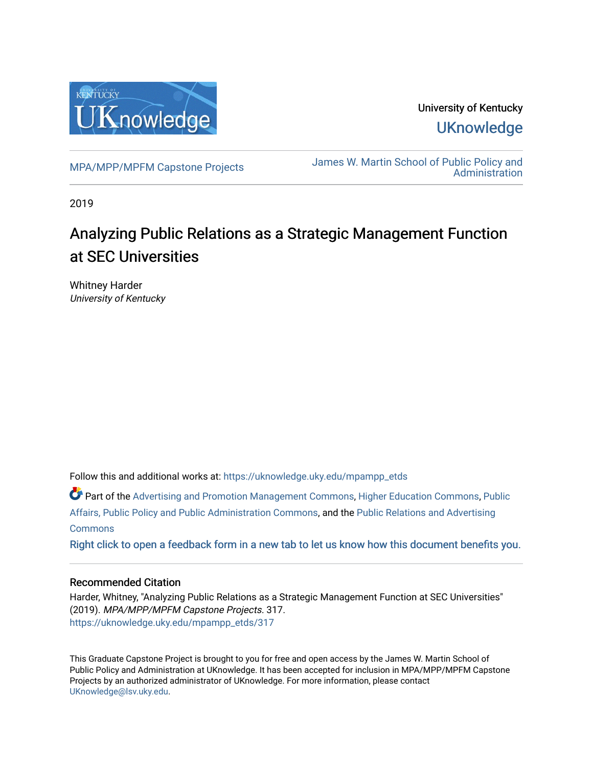University of Kentucky

UKnowledge

MPA/MPP/MPFM Capstone Projects

James W. Martin School of Public Policy and Administration

2019

# Analyzing Public Relations as a Strategic Management Function at SEC Universities

Whitney Harder
*University of Kentucky*

Follow this and additional works at: https://uknowledge.uky.edu/mpampp_etds

Part of the Advertising and Promotion Management Commons, Higher Education Commons, Public Affairs, Public Policy and Public Administration Commons, and the Public Relations and Advertising Commons

Right click to open a feedback form in a new tab to let us know how this document benefits you.

## Recommended Citation

Harder, Whitney, "Analyzing Public Relations as a Strategic Management Function at SEC Universities" (2019). *MPA/MPP/MPFM Capstone Projects*. 317.
https://uknowledge.uky.edu/mpampp_etds/317

This Graduate Capstone Project is brought to you for free and open access by the James W. Martin School of Public Policy and Administration at UKnowledge. It has been accepted for inclusion in MPA/MPP/MPFM Capstone Projects by an authorized administrator of UKnowledge. For more information, please contact UKnowledge@lsv.uky.edu.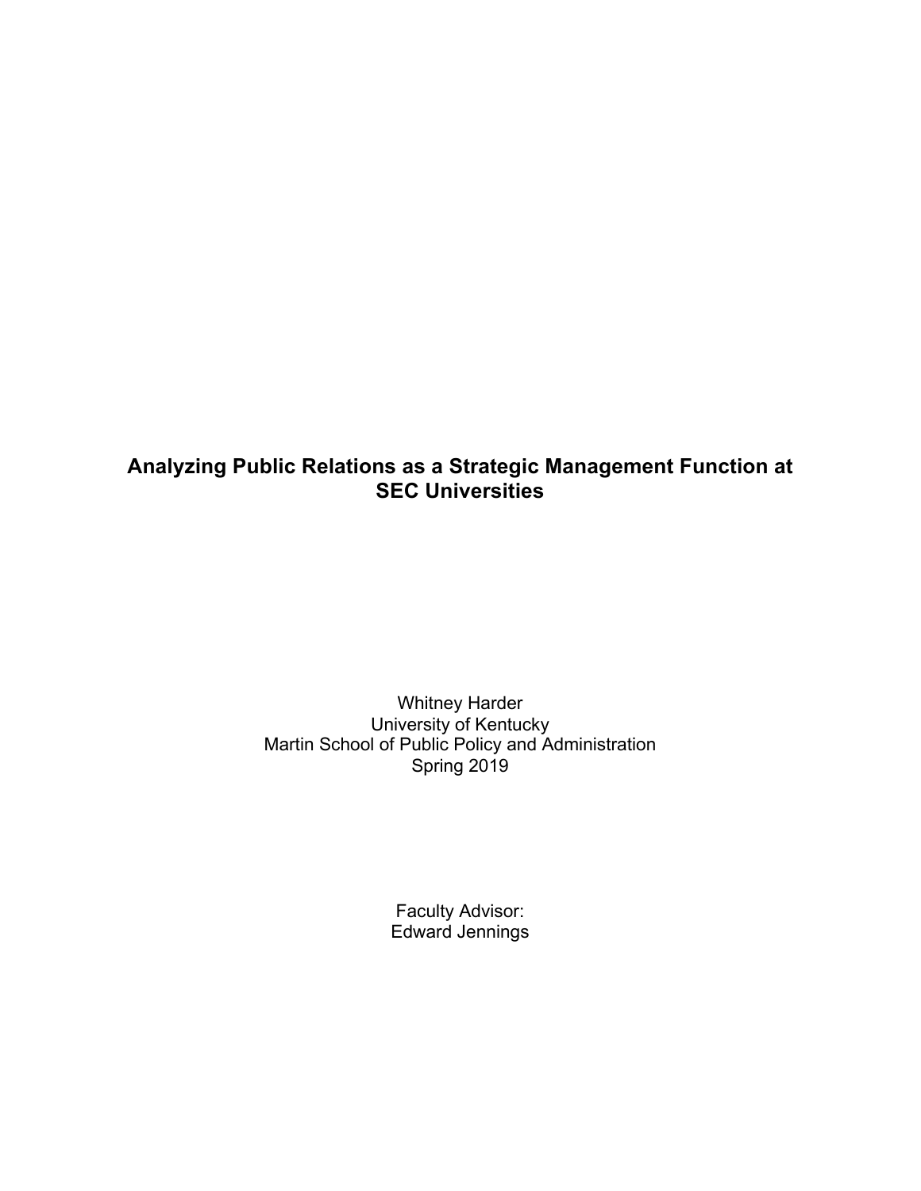# Analyzing Public Relations as a Strategic Management Function at SEC Universities

Whitney Harder
University of Kentucky
Martin School of Public Policy and Administration
Spring 2019

Faculty Advisor:
Edward Jennings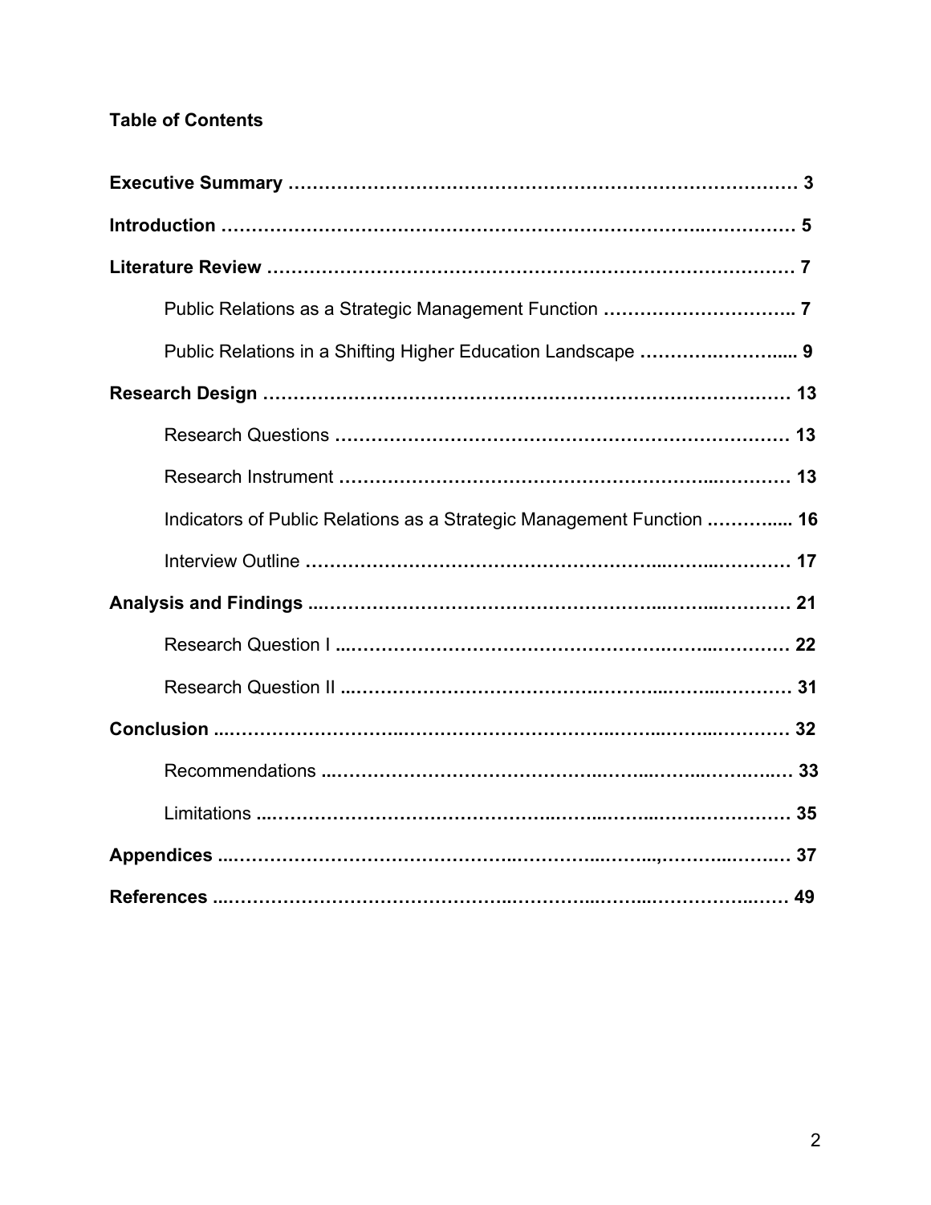**Table of Contents**

**Executive Summary** ………………………………………………………………………… **3**

**Introduction** …………………………………………………………………………………… **5**

**Literature Review** ……………………………………………………………………………… **7**

- Public Relations as a Strategic Management Function ………………………….. **7**
- Public Relations in a Shifting Higher Education Landscape ………….……….... **9**

**Research Design** ……………………………………………………………………………… **13**

- Research Questions ………………………………………………………………… **13**
- Research Instrument ………………………………………………………..………… **13**
- Indicators of Public Relations as a Strategic Management Function ………..... **16**
- Interview Outline ……………………………………………………..……..………… **17**

**Analysis and Findings** ...……………………………………………………..……..………… **21**

- Research Question I ...…………………………………………….……...………… **22**
- Research Question II ...………………………………….……….……...………… **31**

**Conclusion** ...………………………..…………………………………...……...…….....………… **32**

- Recommendations ...…………………………………..……..……...…….…..… **33**
- Limitations ...…………………………………..……..……..…….…………… **35**

**Appendices** ...…………………………………..……..……...…..,………...……… **37**

**References** ...…………………………………..…………..…….....………….……… **49**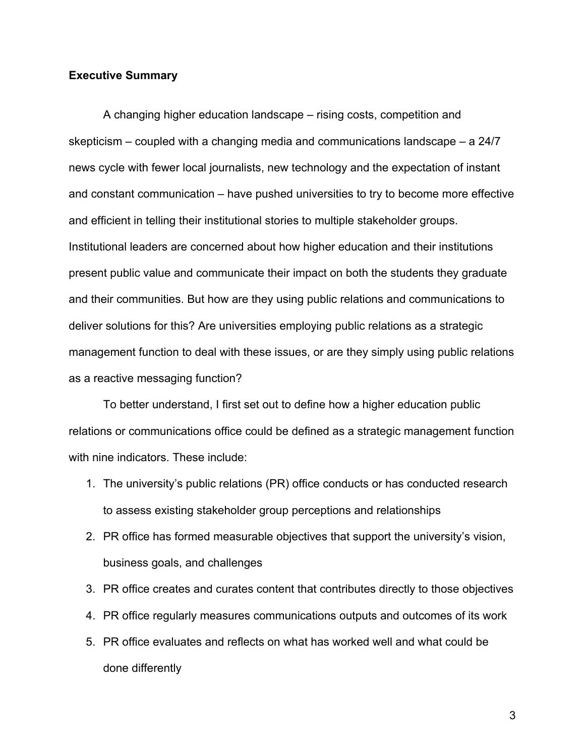**Executive Summary**

A changing higher education landscape – rising costs, competition and skepticism – coupled with a changing media and communications landscape – a 24/7 news cycle with fewer local journalists, new technology and the expectation of instant and constant communication – have pushed universities to try to become more effective and efficient in telling their institutional stories to multiple stakeholder groups. Institutional leaders are concerned about how higher education and their institutions present public value and communicate their impact on both the students they graduate and their communities. But how are they using public relations and communications to deliver solutions for this? Are universities employing public relations as a strategic management function to deal with these issues, or are they simply using public relations as a reactive messaging function?

To better understand, I first set out to define how a higher education public relations or communications office could be defined as a strategic management function with nine indicators. These include:

1. The university's public relations (PR) office conducts or has conducted research to assess existing stakeholder group perceptions and relationships
2. PR office has formed measurable objectives that support the university's vision, business goals, and challenges
3. PR office creates and curates content that contributes directly to those objectives
4. PR office regularly measures communications outputs and outcomes of its work
5. PR office evaluates and reflects on what has worked well and what could be done differently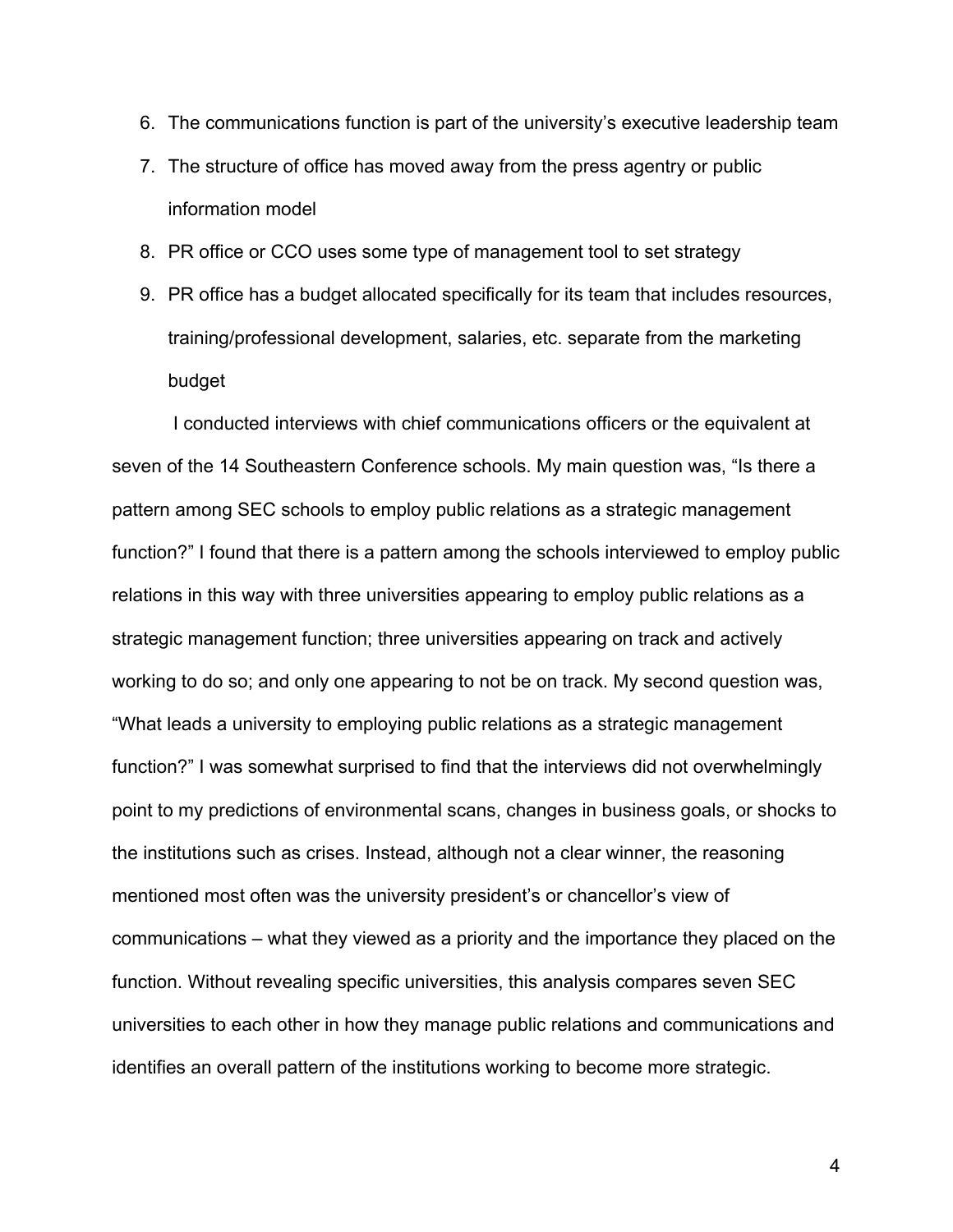6. The communications function is part of the university's executive leadership team
7. The structure of office has moved away from the press agentry or public information model
8. PR office or CCO uses some type of management tool to set strategy
9. PR office has a budget allocated specifically for its team that includes resources, training/professional development, salaries, etc. separate from the marketing budget

I conducted interviews with chief communications officers or the equivalent at seven of the 14 Southeastern Conference schools. My main question was, "Is there a pattern among SEC schools to employ public relations as a strategic management function?" I found that there is a pattern among the schools interviewed to employ public relations in this way with three universities appearing to employ public relations as a strategic management function; three universities appearing on track and actively working to do so; and only one appearing to not be on track. My second question was, "What leads a university to employing public relations as a strategic management function?" I was somewhat surprised to find that the interviews did not overwhelmingly point to my predictions of environmental scans, changes in business goals, or shocks to the institutions such as crises. Instead, although not a clear winner, the reasoning mentioned most often was the university president's or chancellor's view of communications – what they viewed as a priority and the importance they placed on the function. Without revealing specific universities, this analysis compares seven SEC universities to each other in how they manage public relations and communications and identifies an overall pattern of the institutions working to become more strategic.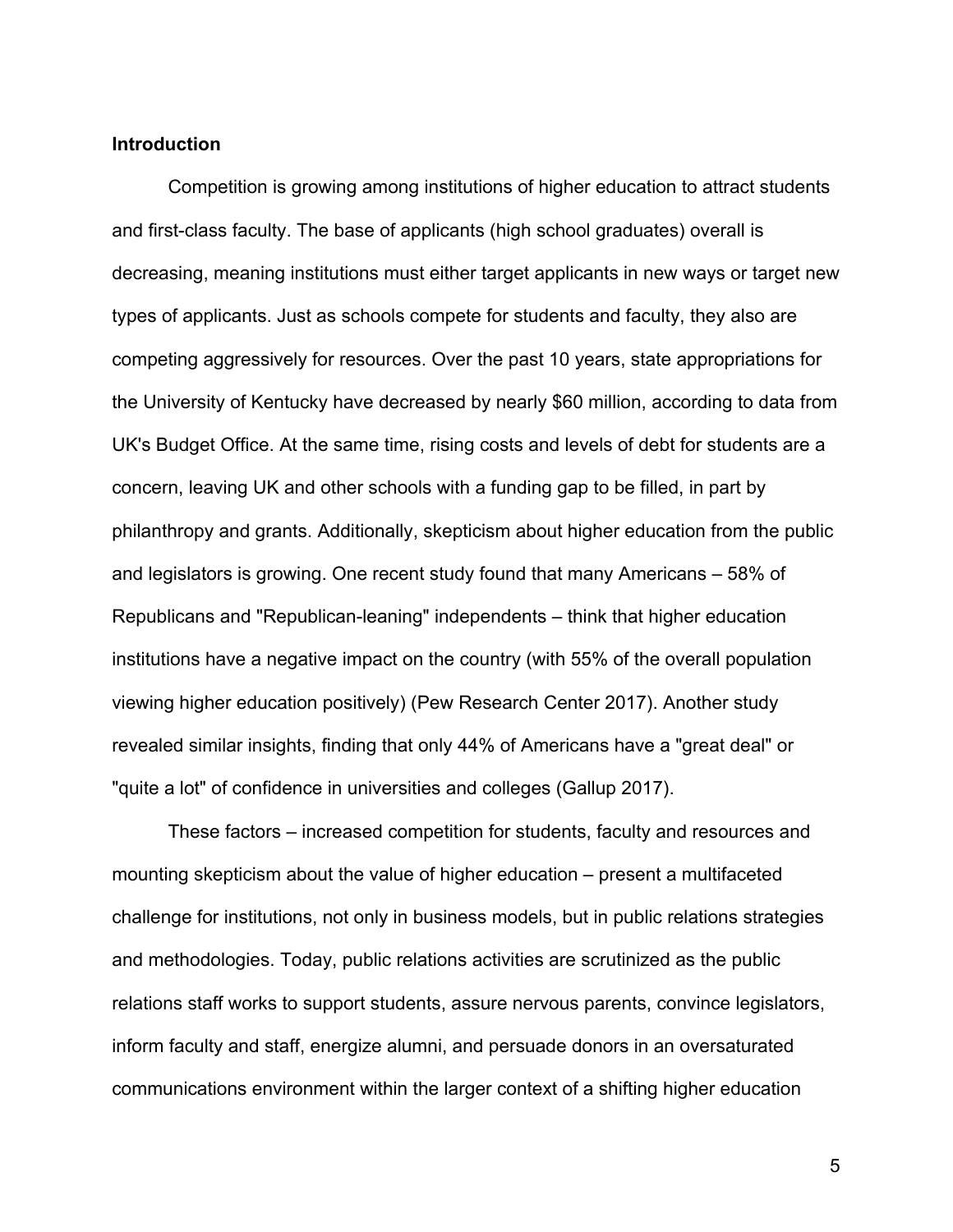**Introduction**

Competition is growing among institutions of higher education to attract students and first-class faculty. The base of applicants (high school graduates) overall is decreasing, meaning institutions must either target applicants in new ways or target new types of applicants. Just as schools compete for students and faculty, they also are competing aggressively for resources. Over the past 10 years, state appropriations for the University of Kentucky have decreased by nearly $60 million, according to data from UK's Budget Office. At the same time, rising costs and levels of debt for students are a concern, leaving UK and other schools with a funding gap to be filled, in part by philanthropy and grants. Additionally, skepticism about higher education from the public and legislators is growing. One recent study found that many Americans – 58% of Republicans and "Republican-leaning" independents – think that higher education institutions have a negative impact on the country (with 55% of the overall population viewing higher education positively) (Pew Research Center 2017). Another study revealed similar insights, finding that only 44% of Americans have a "great deal" or "quite a lot" of confidence in universities and colleges (Gallup 2017).

These factors – increased competition for students, faculty and resources and mounting skepticism about the value of higher education – present a multifaceted challenge for institutions, not only in business models, but in public relations strategies and methodologies. Today, public relations activities are scrutinized as the public relations staff works to support students, assure nervous parents, convince legislators, inform faculty and staff, energize alumni, and persuade donors in an oversaturated communications environment within the larger context of a shifting higher education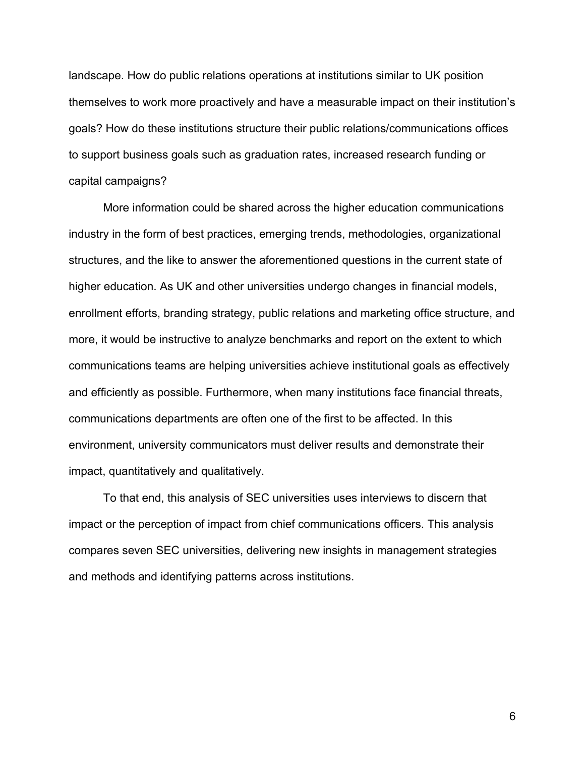landscape. How do public relations operations at institutions similar to UK position themselves to work more proactively and have a measurable impact on their institution's goals? How do these institutions structure their public relations/communications offices to support business goals such as graduation rates, increased research funding or capital campaigns?

More information could be shared across the higher education communications industry in the form of best practices, emerging trends, methodologies, organizational structures, and the like to answer the aforementioned questions in the current state of higher education. As UK and other universities undergo changes in financial models, enrollment efforts, branding strategy, public relations and marketing office structure, and more, it would be instructive to analyze benchmarks and report on the extent to which communications teams are helping universities achieve institutional goals as effectively and efficiently as possible. Furthermore, when many institutions face financial threats, communications departments are often one of the first to be affected. In this environment, university communicators must deliver results and demonstrate their impact, quantitatively and qualitatively.

To that end, this analysis of SEC universities uses interviews to discern that impact or the perception of impact from chief communications officers. This analysis compares seven SEC universities, delivering new insights in management strategies and methods and identifying patterns across institutions.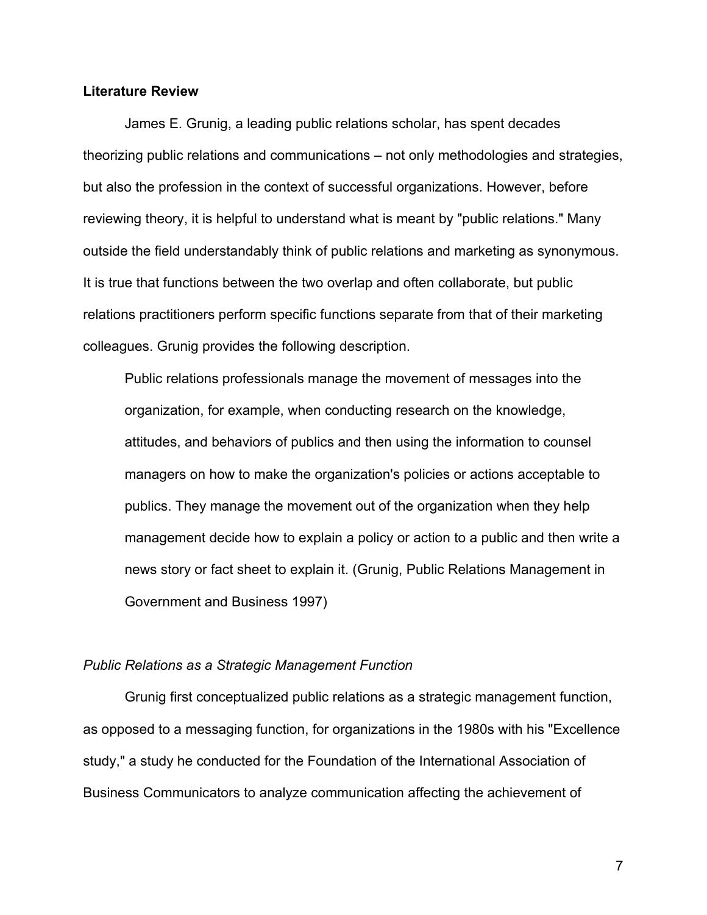## Literature Review

James E. Grunig, a leading public relations scholar, has spent decades theorizing public relations and communications – not only methodologies and strategies, but also the profession in the context of successful organizations. However, before reviewing theory, it is helpful to understand what is meant by "public relations." Many outside the field understandably think of public relations and marketing as synonymous. It is true that functions between the two overlap and often collaborate, but public relations practitioners perform specific functions separate from that of their marketing colleagues. Grunig provides the following description.

> Public relations professionals manage the movement of messages into the organization, for example, when conducting research on the knowledge, attitudes, and behaviors of publics and then using the information to counsel managers on how to make the organization's policies or actions acceptable to publics. They manage the movement out of the organization when they help management decide how to explain a policy or action to a public and then write a news story or fact sheet to explain it. (Grunig, Public Relations Management in Government and Business 1997)

### *Public Relations as a Strategic Management Function*

Grunig first conceptualized public relations as a strategic management function, as opposed to a messaging function, for organizations in the 1980s with his "Excellence study," a study he conducted for the Foundation of the International Association of Business Communicators to analyze communication affecting the achievement of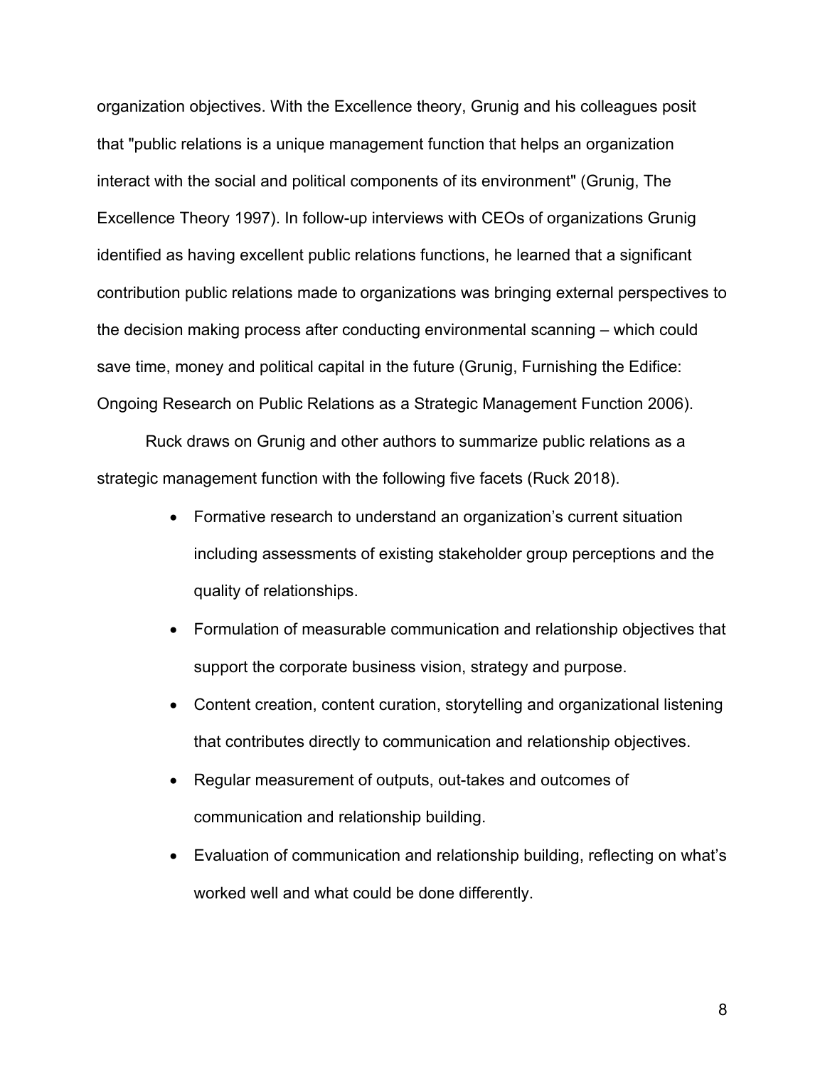organization objectives. With the Excellence theory, Grunig and his colleagues posit that "public relations is a unique management function that helps an organization interact with the social and political components of its environment" (Grunig, The Excellence Theory 1997). In follow-up interviews with CEOs of organizations Grunig identified as having excellent public relations functions, he learned that a significant contribution public relations made to organizations was bringing external perspectives to the decision making process after conducting environmental scanning – which could save time, money and political capital in the future (Grunig, Furnishing the Edifice: Ongoing Research on Public Relations as a Strategic Management Function 2006).

Ruck draws on Grunig and other authors to summarize public relations as a strategic management function with the following five facets (Ruck 2018).

- Formative research to understand an organization's current situation including assessments of existing stakeholder group perceptions and the quality of relationships.
- Formulation of measurable communication and relationship objectives that support the corporate business vision, strategy and purpose.
- Content creation, content curation, storytelling and organizational listening that contributes directly to communication and relationship objectives.
- Regular measurement of outputs, out-takes and outcomes of communication and relationship building.
- Evaluation of communication and relationship building, reflecting on what's worked well and what could be done differently.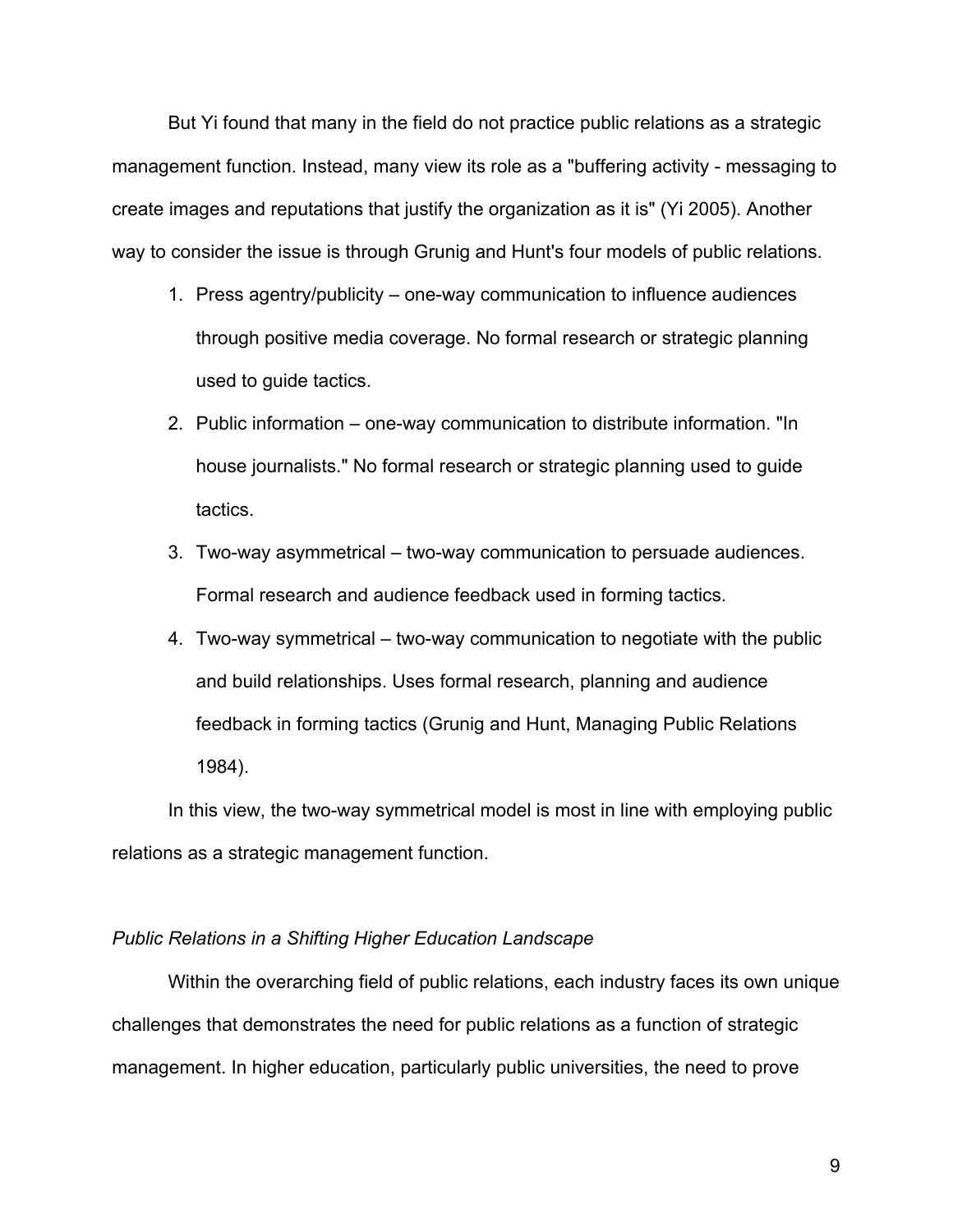But Yi found that many in the field do not practice public relations as a strategic management function. Instead, many view its role as a "buffering activity - messaging to create images and reputations that justify the organization as it is" (Yi 2005). Another way to consider the issue is through Grunig and Hunt's four models of public relations.

1. Press agentry/publicity – one-way communication to influence audiences through positive media coverage. No formal research or strategic planning used to guide tactics.
2. Public information – one-way communication to distribute information. "In house journalists." No formal research or strategic planning used to guide tactics.
3. Two-way asymmetrical – two-way communication to persuade audiences. Formal research and audience feedback used in forming tactics.
4. Two-way symmetrical – two-way communication to negotiate with the public and build relationships. Uses formal research, planning and audience feedback in forming tactics (Grunig and Hunt, Managing Public Relations 1984).

In this view, the two-way symmetrical model is most in line with employing public relations as a strategic management function.

*Public Relations in a Shifting Higher Education Landscape*

Within the overarching field of public relations, each industry faces its own unique challenges that demonstrates the need for public relations as a function of strategic management. In higher education, particularly public universities, the need to prove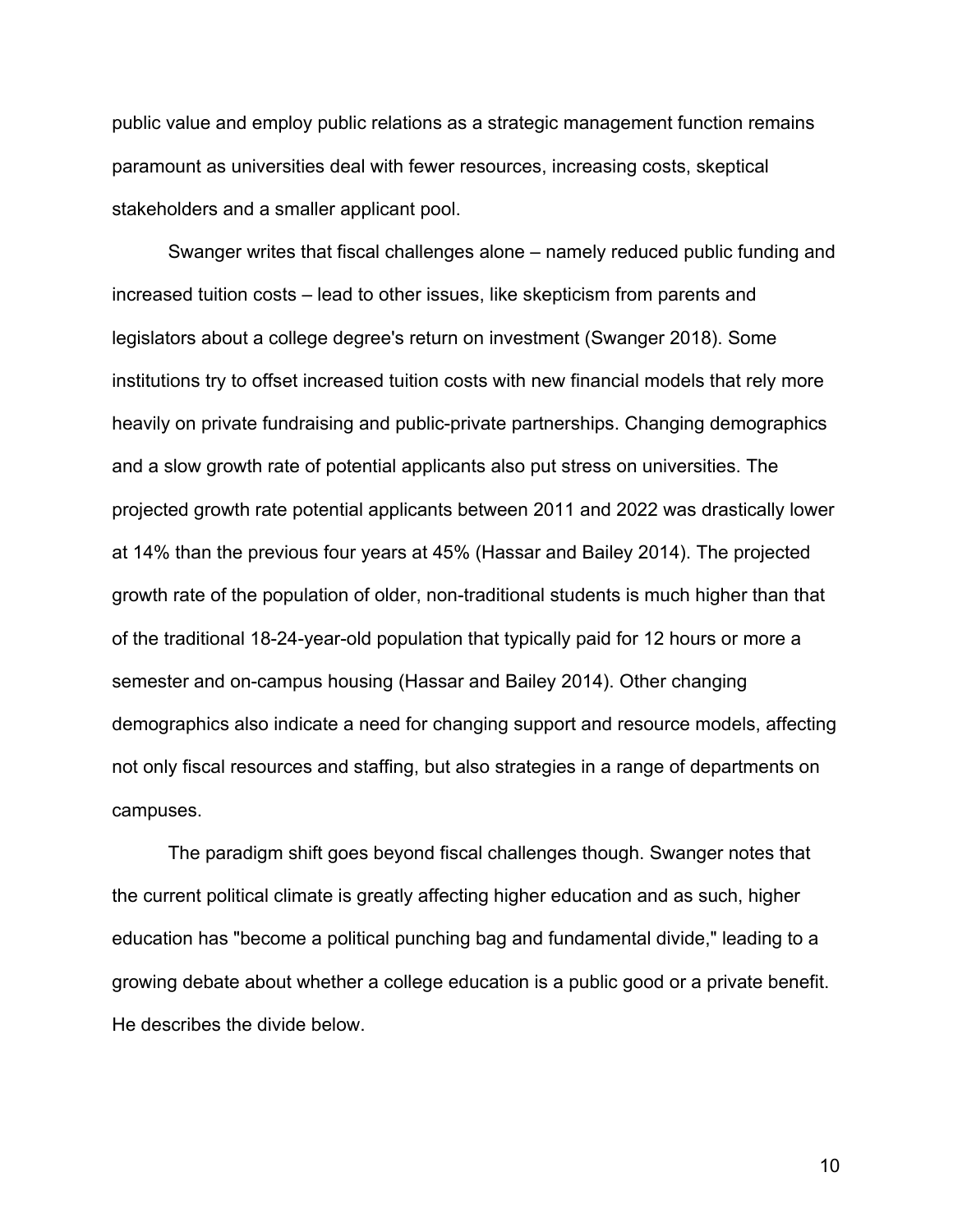public value and employ public relations as a strategic management function remains paramount as universities deal with fewer resources, increasing costs, skeptical stakeholders and a smaller applicant pool.

Swanger writes that fiscal challenges alone – namely reduced public funding and increased tuition costs – lead to other issues, like skepticism from parents and legislators about a college degree's return on investment (Swanger 2018). Some institutions try to offset increased tuition costs with new financial models that rely more heavily on private fundraising and public-private partnerships. Changing demographics and a slow growth rate of potential applicants also put stress on universities. The projected growth rate potential applicants between 2011 and 2022 was drastically lower at 14% than the previous four years at 45% (Hassar and Bailey 2014). The projected growth rate of the population of older, non-traditional students is much higher than that of the traditional 18-24-year-old population that typically paid for 12 hours or more a semester and on-campus housing (Hassar and Bailey 2014). Other changing demographics also indicate a need for changing support and resource models, affecting not only fiscal resources and staffing, but also strategies in a range of departments on campuses.

The paradigm shift goes beyond fiscal challenges though. Swanger notes that the current political climate is greatly affecting higher education and as such, higher education has "become a political punching bag and fundamental divide," leading to a growing debate about whether a college education is a public good or a private benefit. He describes the divide below.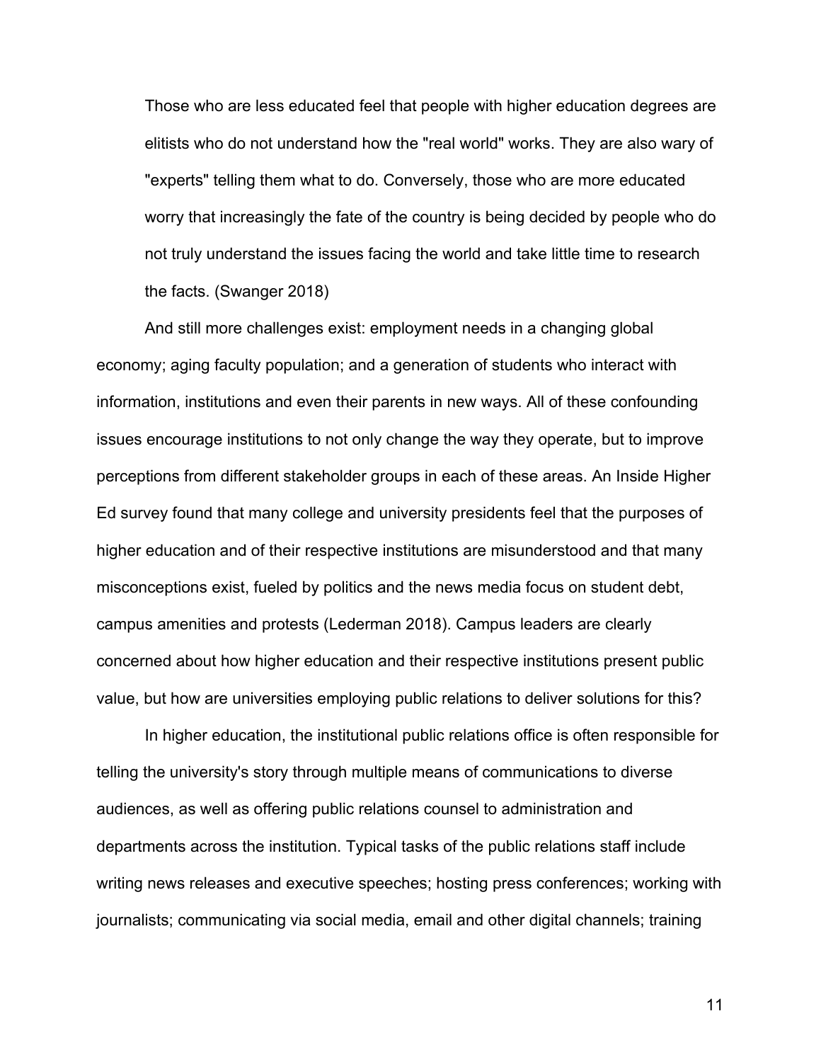> Those who are less educated feel that people with higher education degrees are elitists who do not understand how the "real world" works. They are also wary of "experts" telling them what to do. Conversely, those who are more educated worry that increasingly the fate of the country is being decided by people who do not truly understand the issues facing the world and take little time to research the facts. (Swanger 2018)

And still more challenges exist: employment needs in a changing global economy; aging faculty population; and a generation of students who interact with information, institutions and even their parents in new ways. All of these confounding issues encourage institutions to not only change the way they operate, but to improve perceptions from different stakeholder groups in each of these areas. An Inside Higher Ed survey found that many college and university presidents feel that the purposes of higher education and of their respective institutions are misunderstood and that many misconceptions exist, fueled by politics and the news media focus on student debt, campus amenities and protests (Lederman 2018). Campus leaders are clearly concerned about how higher education and their respective institutions present public value, but how are universities employing public relations to deliver solutions for this?

In higher education, the institutional public relations office is often responsible for telling the university's story through multiple means of communications to diverse audiences, as well as offering public relations counsel to administration and departments across the institution. Typical tasks of the public relations staff include writing news releases and executive speeches; hosting press conferences; working with journalists; communicating via social media, email and other digital channels; training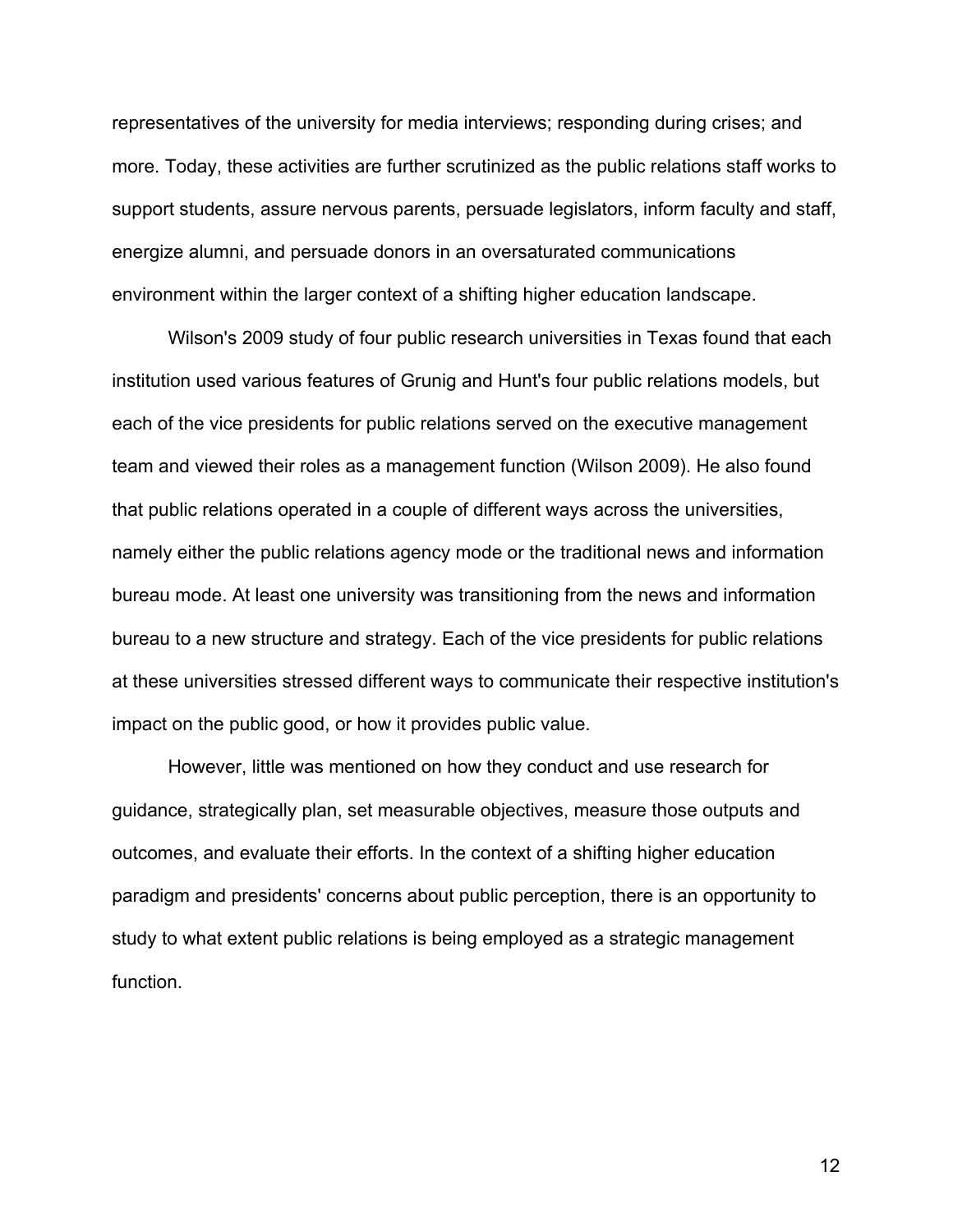representatives of the university for media interviews; responding during crises; and more. Today, these activities are further scrutinized as the public relations staff works to support students, assure nervous parents, persuade legislators, inform faculty and staff, energize alumni, and persuade donors in an oversaturated communications environment within the larger context of a shifting higher education landscape.

Wilson's 2009 study of four public research universities in Texas found that each institution used various features of Grunig and Hunt's four public relations models, but each of the vice presidents for public relations served on the executive management team and viewed their roles as a management function (Wilson 2009). He also found that public relations operated in a couple of different ways across the universities, namely either the public relations agency mode or the traditional news and information bureau mode. At least one university was transitioning from the news and information bureau to a new structure and strategy. Each of the vice presidents for public relations at these universities stressed different ways to communicate their respective institution's impact on the public good, or how it provides public value.

However, little was mentioned on how they conduct and use research for guidance, strategically plan, set measurable objectives, measure those outputs and outcomes, and evaluate their efforts. In the context of a shifting higher education paradigm and presidents' concerns about public perception, there is an opportunity to study to what extent public relations is being employed as a strategic management function.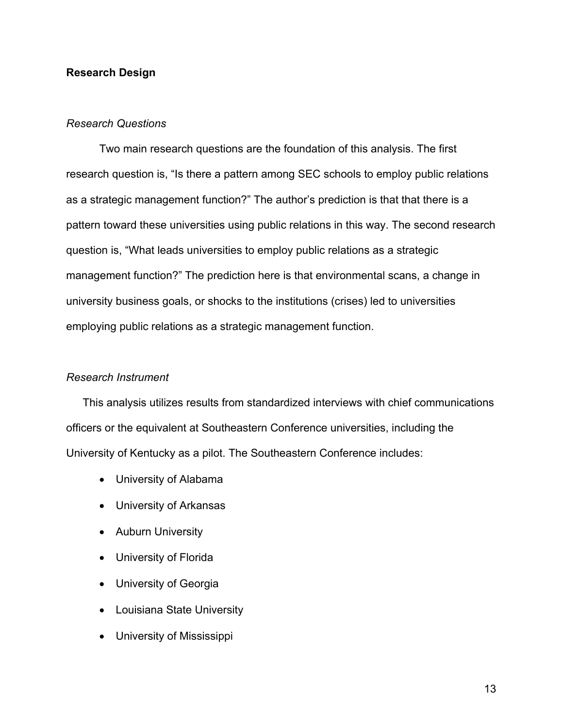## Research Design

### *Research Questions*

Two main research questions are the foundation of this analysis. The first research question is, "Is there a pattern among SEC schools to employ public relations as a strategic management function?" The author's prediction is that that there is a pattern toward these universities using public relations in this way. The second research question is, "What leads universities to employ public relations as a strategic management function?" The prediction here is that environmental scans, a change in university business goals, or shocks to the institutions (crises) led to universities employing public relations as a strategic management function.

### *Research Instrument*

This analysis utilizes results from standardized interviews with chief communications officers or the equivalent at Southeastern Conference universities, including the University of Kentucky as a pilot. The Southeastern Conference includes:

- University of Alabama
- University of Arkansas
- Auburn University
- University of Florida
- University of Georgia
- Louisiana State University
- University of Mississippi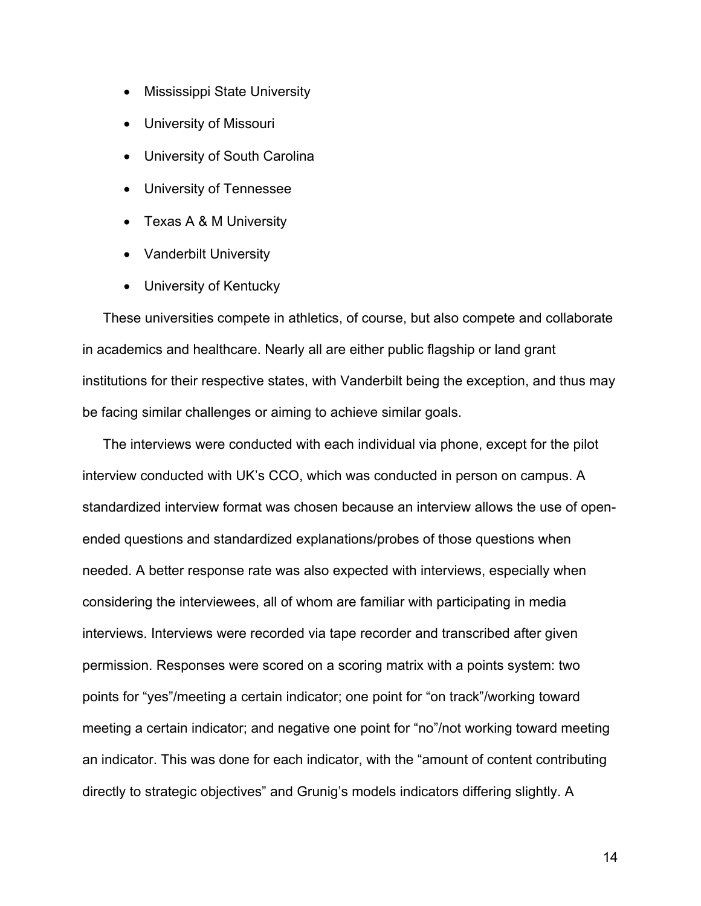- Mississippi State University
- University of Missouri
- University of South Carolina
- University of Tennessee
- Texas A & M University
- Vanderbilt University
- University of Kentucky

These universities compete in athletics, of course, but also compete and collaborate in academics and healthcare. Nearly all are either public flagship or land grant institutions for their respective states, with Vanderbilt being the exception, and thus may be facing similar challenges or aiming to achieve similar goals.

The interviews were conducted with each individual via phone, except for the pilot interview conducted with UK's CCO, which was conducted in person on campus. A standardized interview format was chosen because an interview allows the use of open-ended questions and standardized explanations/probes of those questions when needed. A better response rate was also expected with interviews, especially when considering the interviewees, all of whom are familiar with participating in media interviews. Interviews were recorded via tape recorder and transcribed after given permission. Responses were scored on a scoring matrix with a points system: two points for "yes"/meeting a certain indicator; one point for "on track"/working toward meeting a certain indicator; and negative one point for "no"/not working toward meeting an indicator. This was done for each indicator, with the "amount of content contributing directly to strategic objectives" and Grunig's models indicators differing slightly. A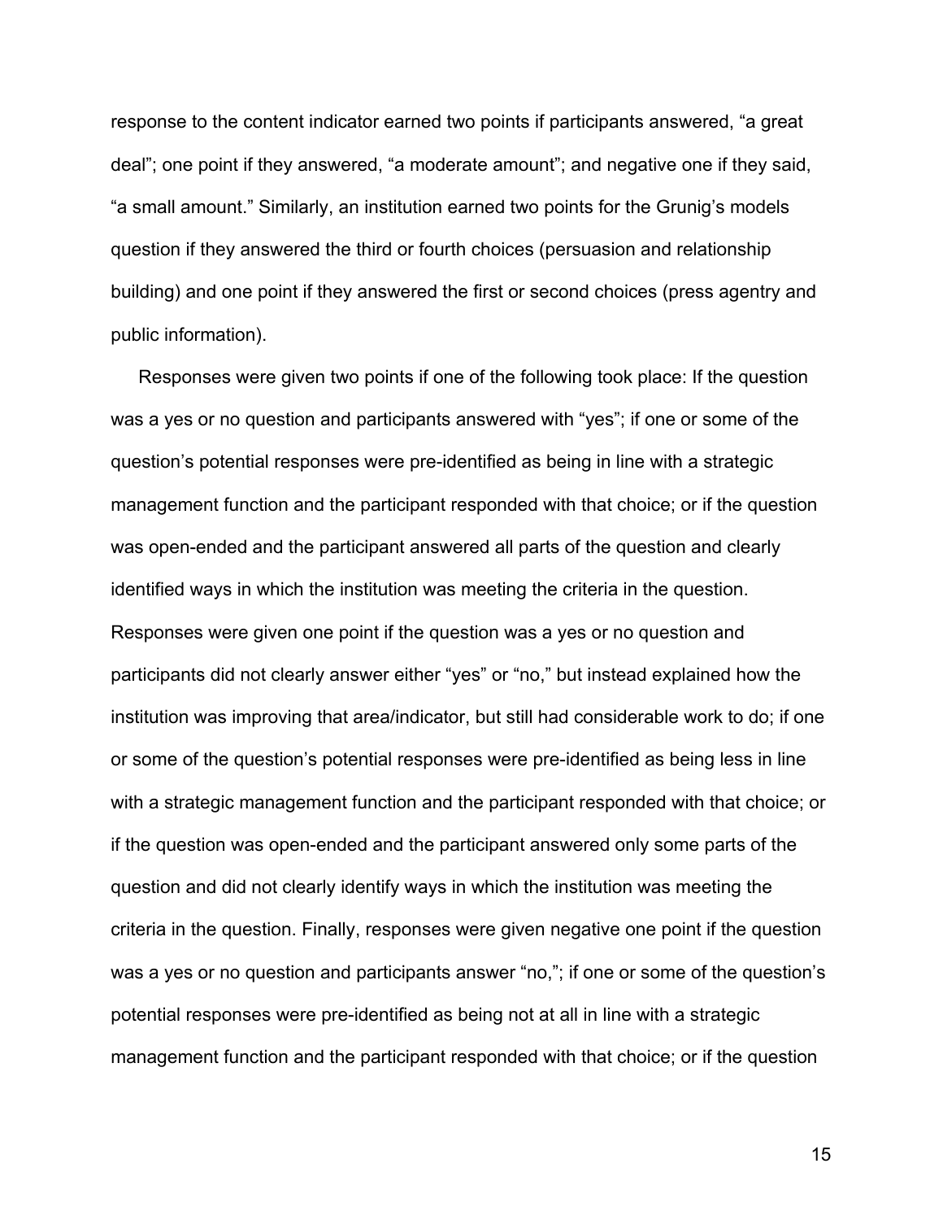response to the content indicator earned two points if participants answered, “a great deal”; one point if they answered, “a moderate amount”; and negative one if they said, “a small amount.” Similarly, an institution earned two points for the Grunig’s models question if they answered the third or fourth choices (persuasion and relationship building) and one point if they answered the first or second choices (press agentry and public information).

Responses were given two points if one of the following took place: If the question was a yes or no question and participants answered with “yes”; if one or some of the question’s potential responses were pre-identified as being in line with a strategic management function and the participant responded with that choice; or if the question was open-ended and the participant answered all parts of the question and clearly identified ways in which the institution was meeting the criteria in the question. Responses were given one point if the question was a yes or no question and participants did not clearly answer either “yes” or “no,” but instead explained how the institution was improving that area/indicator, but still had considerable work to do; if one or some of the question’s potential responses were pre-identified as being less in line with a strategic management function and the participant responded with that choice; or if the question was open-ended and the participant answered only some parts of the question and did not clearly identify ways in which the institution was meeting the criteria in the question. Finally, responses were given negative one point if the question was a yes or no question and participants answer “no,”; if one or some of the question’s potential responses were pre-identified as being not at all in line with a strategic management function and the participant responded with that choice; or if the question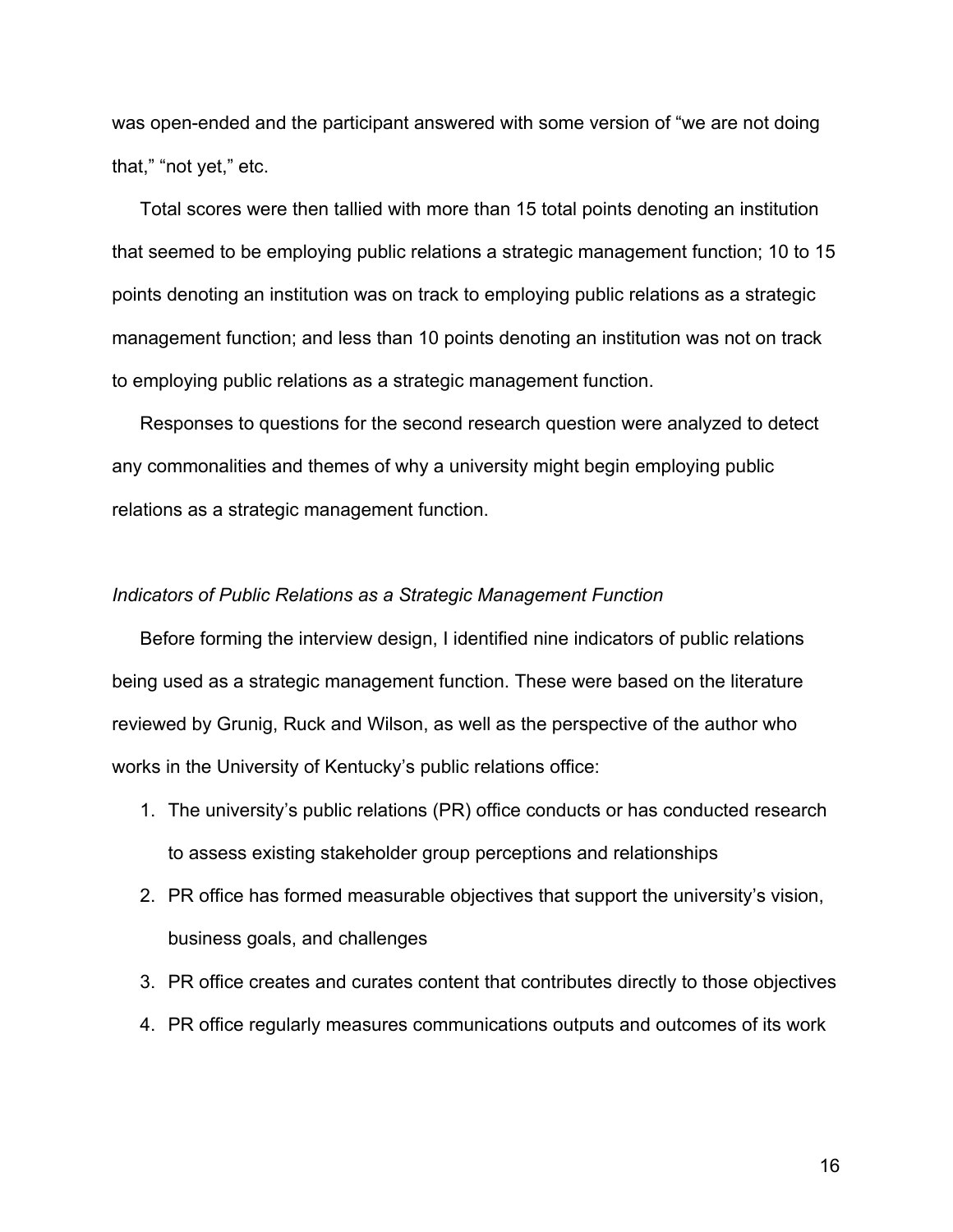was open-ended and the participant answered with some version of "we are not doing that," "not yet," etc.

Total scores were then tallied with more than 15 total points denoting an institution that seemed to be employing public relations a strategic management function; 10 to 15 points denoting an institution was on track to employing public relations as a strategic management function; and less than 10 points denoting an institution was not on track to employing public relations as a strategic management function.

Responses to questions for the second research question were analyzed to detect any commonalities and themes of why a university might begin employing public relations as a strategic management function.

*Indicators of Public Relations as a Strategic Management Function*

Before forming the interview design, I identified nine indicators of public relations being used as a strategic management function. These were based on the literature reviewed by Grunig, Ruck and Wilson, as well as the perspective of the author who works in the University of Kentucky's public relations office:

1. The university's public relations (PR) office conducts or has conducted research to assess existing stakeholder group perceptions and relationships
2. PR office has formed measurable objectives that support the university's vision, business goals, and challenges
3. PR office creates and curates content that contributes directly to those objectives
4. PR office regularly measures communications outputs and outcomes of its work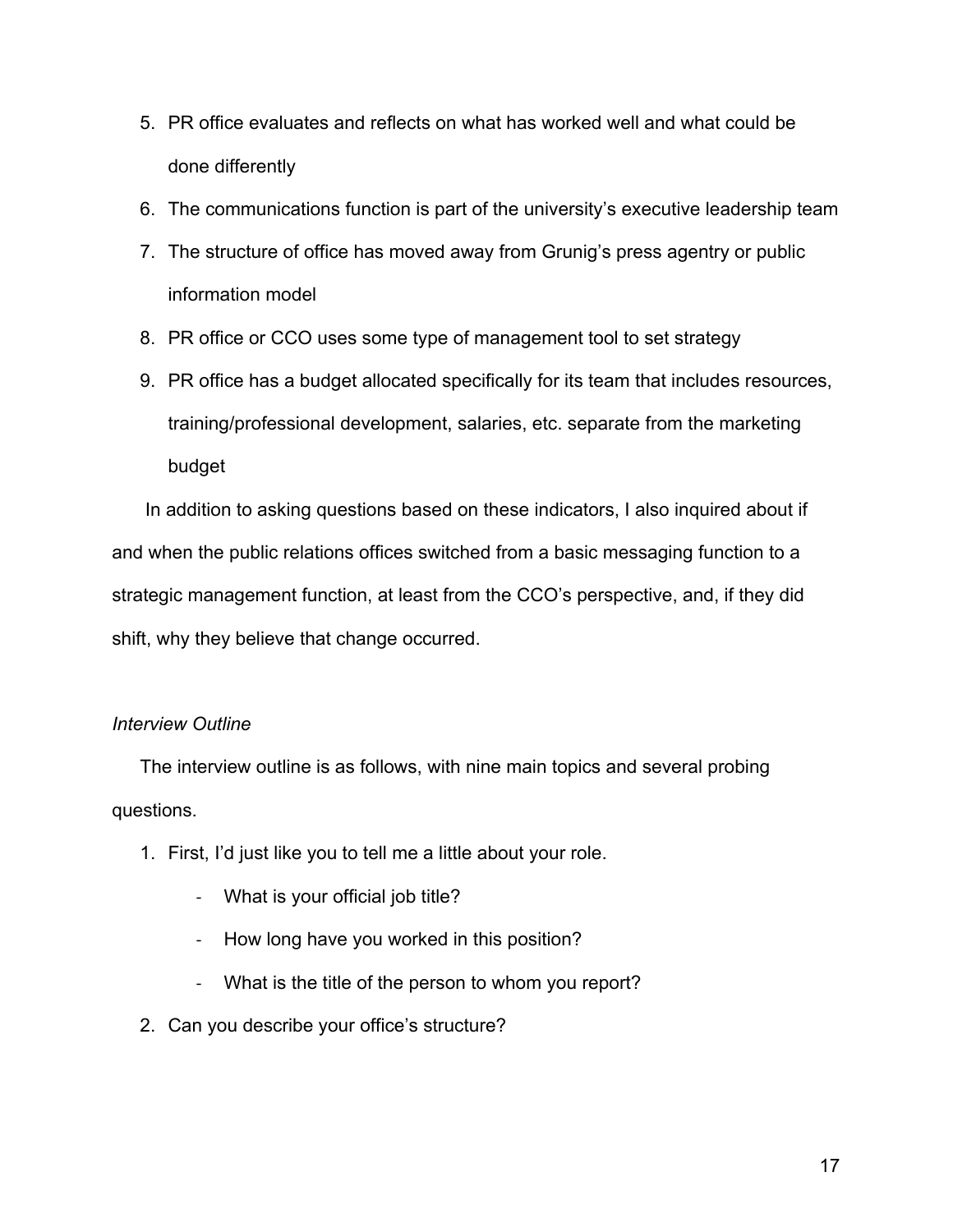5. PR office evaluates and reflects on what has worked well and what could be done differently
6. The communications function is part of the university's executive leadership team
7. The structure of office has moved away from Grunig's press agentry or public information model
8. PR office or CCO uses some type of management tool to set strategy
9. PR office has a budget allocated specifically for its team that includes resources, training/professional development, salaries, etc. separate from the marketing budget

In addition to asking questions based on these indicators, I also inquired about if and when the public relations offices switched from a basic messaging function to a strategic management function, at least from the CCO's perspective, and, if they did shift, why they believe that change occurred.

*Interview Outline*

The interview outline is as follows, with nine main topics and several probing questions.

1. First, I'd just like you to tell me a little about your role.
   - What is your official job title?
   - How long have you worked in this position?
   - What is the title of the person to whom you report?
2. Can you describe your office's structure?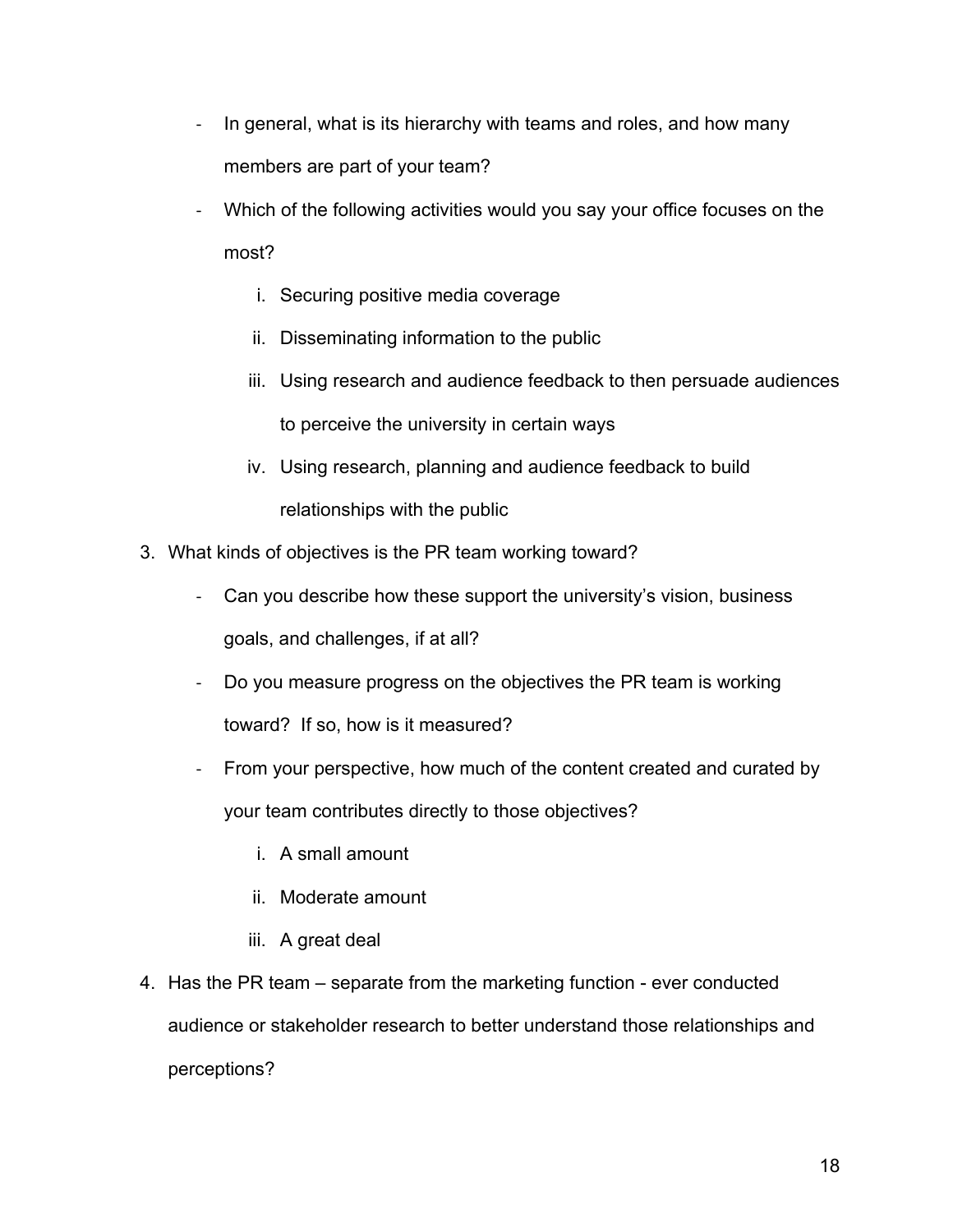- In general, what is its hierarchy with teams and roles, and how many members are part of your team?
- Which of the following activities would you say your office focuses on the most?
    i. Securing positive media coverage
    ii. Disseminating information to the public
    iii. Using research and audience feedback to then persuade audiences to perceive the university in certain ways
    iv. Using research, planning and audience feedback to build relationships with the public

3. What kinds of objectives is the PR team working toward?
    - Can you describe how these support the university's vision, business goals, and challenges, if at all?
    - Do you measure progress on the objectives the PR team is working toward? If so, how is it measured?
    - From your perspective, how much of the content created and curated by your team contributes directly to those objectives?
        i. A small amount
        ii. Moderate amount
        iii. A great deal
4. Has the PR team – separate from the marketing function - ever conducted audience or stakeholder research to better understand those relationships and perceptions?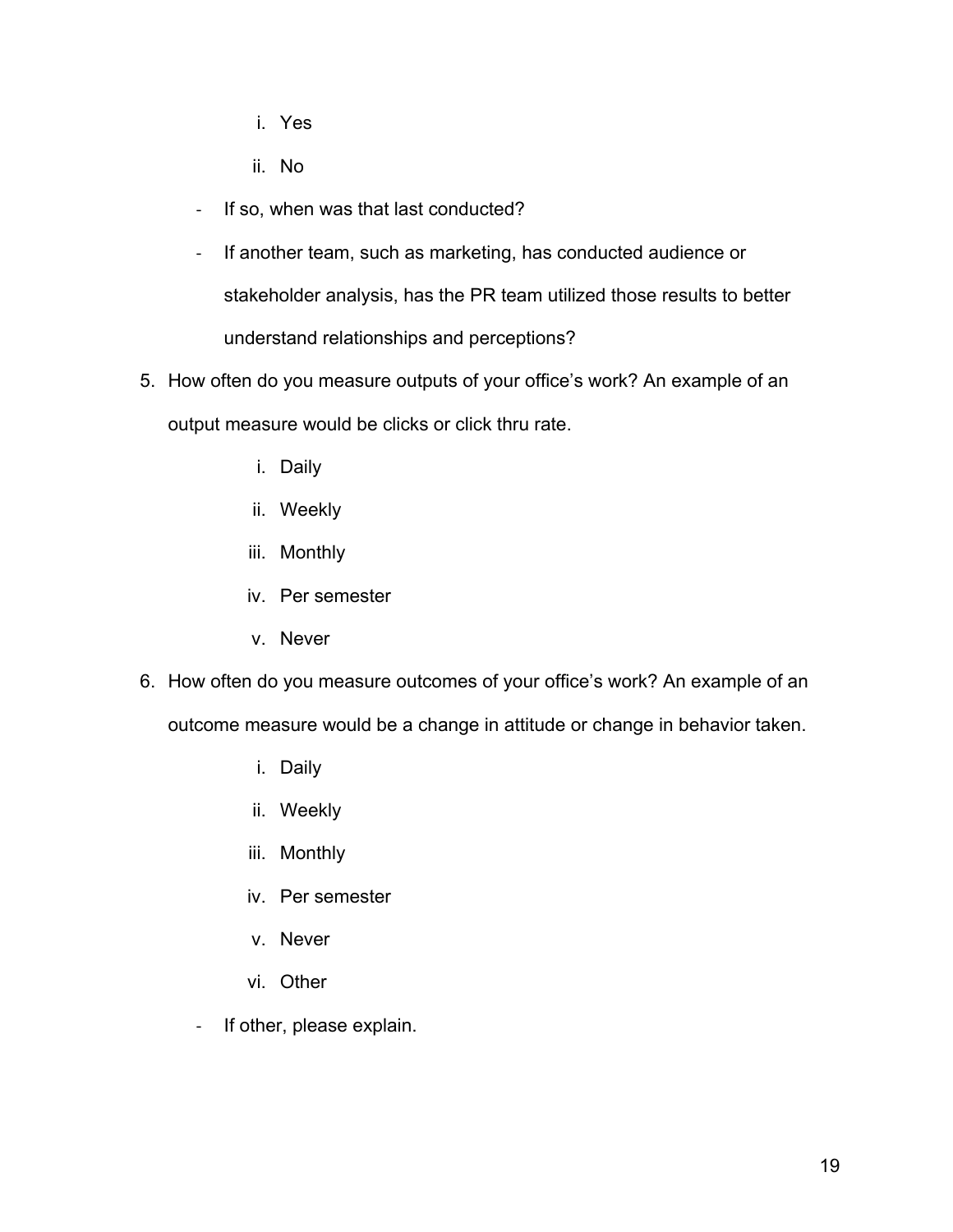i. Yes
ii. No

- If so, when was that last conducted?
- If another team, such as marketing, has conducted audience or stakeholder analysis, has the PR team utilized those results to better understand relationships and perceptions?

5. How often do you measure outputs of your office's work? An example of an output measure would be clicks or click thru rate.

    i. Daily
    ii. Weekly
    iii. Monthly
    iv. Per semester
    v. Never

6. How often do you measure outcomes of your office's work? An example of an outcome measure would be a change in attitude or change in behavior taken.

    i. Daily
    ii. Weekly
    iii. Monthly
    iv. Per semester
    v. Never
    vi. Other

- If other, please explain.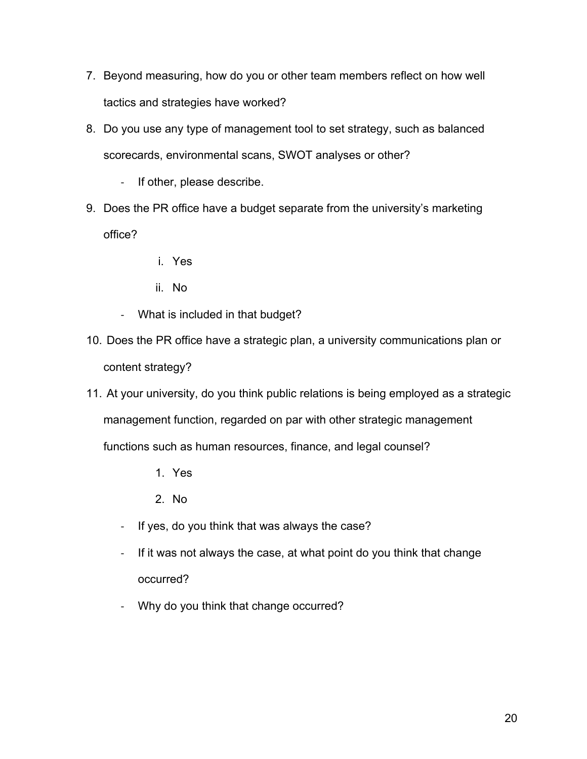7. Beyond measuring, how do you or other team members reflect on how well tactics and strategies have worked?
8. Do you use any type of management tool to set strategy, such as balanced scorecards, environmental scans, SWOT analyses or other?
   - If other, please describe.
9. Does the PR office have a budget separate from the university's marketing office?
   i. Yes
   ii. No
   - What is included in that budget?
10. Does the PR office have a strategic plan, a university communications plan or content strategy?
11. At your university, do you think public relations is being employed as a strategic management function, regarded on par with other strategic management functions such as human resources, finance, and legal counsel?
    1. Yes
    2. No
    - If yes, do you think that was always the case?
    - If it was not always the case, at what point do you think that change occurred?
    - Why do you think that change occurred?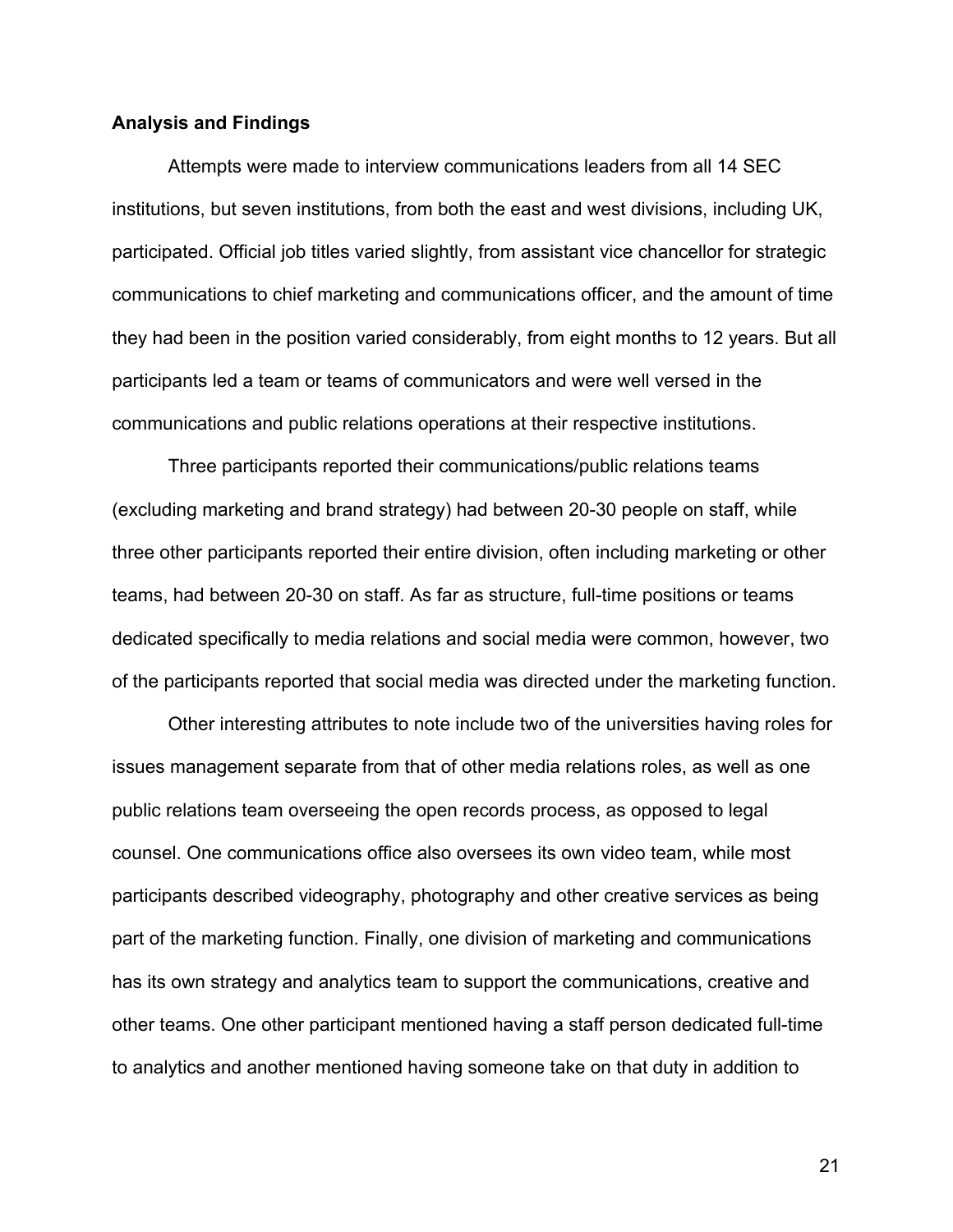**Analysis and Findings**

Attempts were made to interview communications leaders from all 14 SEC institutions, but seven institutions, from both the east and west divisions, including UK, participated. Official job titles varied slightly, from assistant vice chancellor for strategic communications to chief marketing and communications officer, and the amount of time they had been in the position varied considerably, from eight months to 12 years. But all participants led a team or teams of communicators and were well versed in the communications and public relations operations at their respective institutions.

Three participants reported their communications/public relations teams (excluding marketing and brand strategy) had between 20-30 people on staff, while three other participants reported their entire division, often including marketing or other teams, had between 20-30 on staff. As far as structure, full-time positions or teams dedicated specifically to media relations and social media were common, however, two of the participants reported that social media was directed under the marketing function.

Other interesting attributes to note include two of the universities having roles for issues management separate from that of other media relations roles, as well as one public relations team overseeing the open records process, as opposed to legal counsel. One communications office also oversees its own video team, while most participants described videography, photography and other creative services as being part of the marketing function. Finally, one division of marketing and communications has its own strategy and analytics team to support the communications, creative and other teams. One other participant mentioned having a staff person dedicated full-time to analytics and another mentioned having someone take on that duty in addition to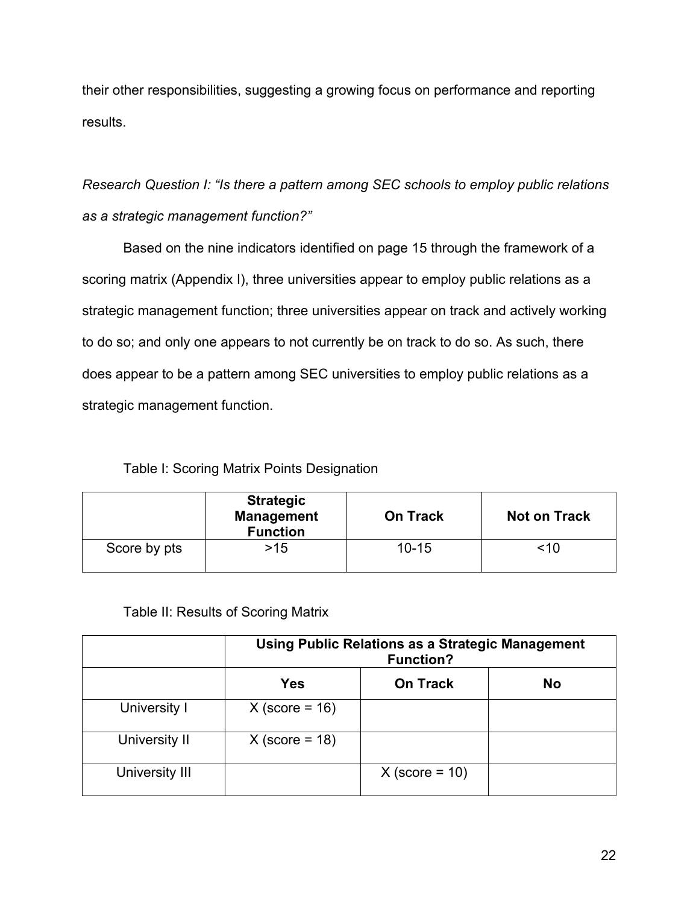their other responsibilities, suggesting a growing focus on performance and reporting results.

*Research Question I: "Is there a pattern among SEC schools to employ public relations as a strategic management function?"*

Based on the nine indicators identified on page 15 through the framework of a scoring matrix (Appendix I), three universities appear to employ public relations as a strategic management function; three universities appear on track and actively working to do so; and only one appears to not currently be on track to do so. As such, there does appear to be a pattern among SEC universities to employ public relations as a strategic management function.

Table I: Scoring Matrix Points Designation

| | **Strategic Management Function** | **On Track** | **Not on Track** |
|---|---|---|---|
| Score by pts | >15 | 10-15 | <10 |

Table II: Results of Scoring Matrix

| | **Using Public Relations as a Strategic Management Function?** | | |
|---|---|---|---|
| | **Yes** | **On Track** | **No** |
| University I | X (score = 16) | | |
| University II | X (score = 18) | | |
| University III | | X (score = 10) | |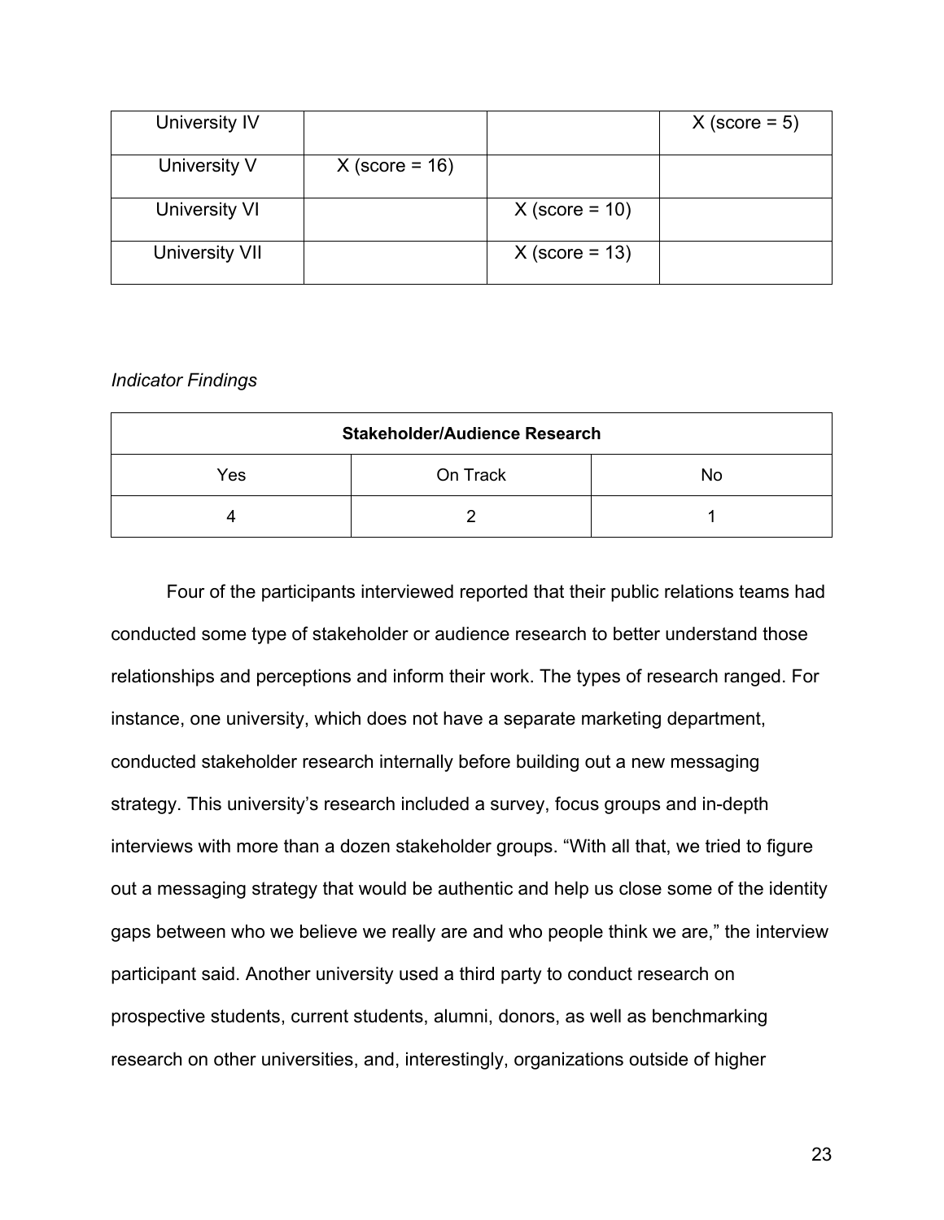| | | | |
|---|---|---|---|
| University IV | | | X (score = 5) |
| University V | X (score = 16) | | |
| University VI | | X (score = 10) | |
| University VII | | X (score = 13) | |

*Indicator Findings*

| Stakeholder/Audience Research | | |
|---|---|---|
| Yes | On Track | No |
| 4 | 2 | 1 |

Four of the participants interviewed reported that their public relations teams had conducted some type of stakeholder or audience research to better understand those relationships and perceptions and inform their work. The types of research ranged. For instance, one university, which does not have a separate marketing department, conducted stakeholder research internally before building out a new messaging strategy. This university's research included a survey, focus groups and in-depth interviews with more than a dozen stakeholder groups. "With all that, we tried to figure out a messaging strategy that would be authentic and help us close some of the identity gaps between who we believe we really are and who people think we are," the interview participant said. Another university used a third party to conduct research on prospective students, current students, alumni, donors, as well as benchmarking research on other universities, and, interestingly, organizations outside of higher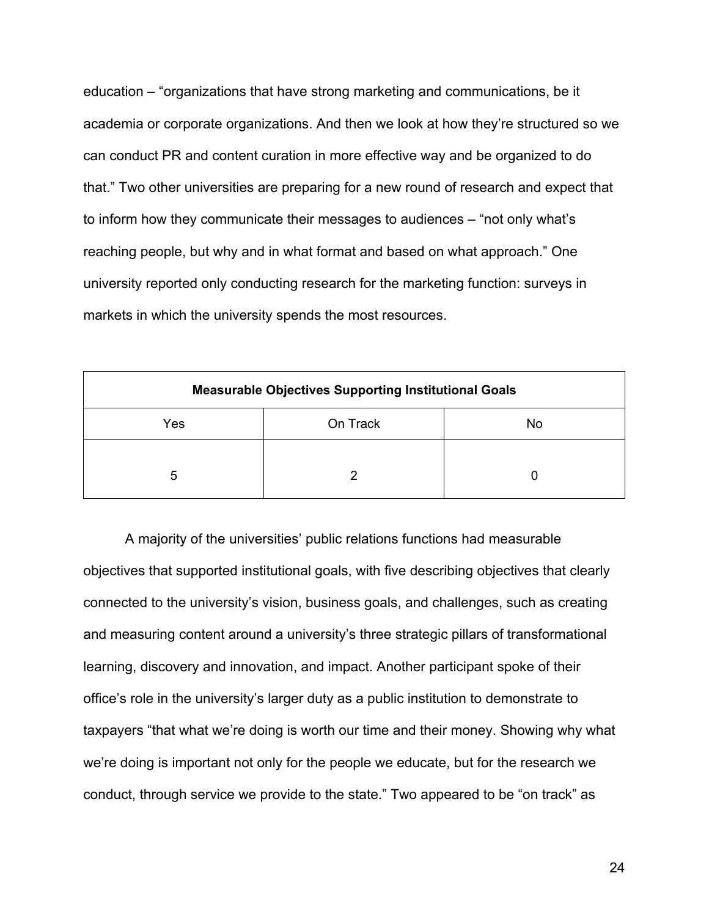education – "organizations that have strong marketing and communications, be it academia or corporate organizations. And then we look at how they're structured so we can conduct PR and content curation in more effective way and be organized to do that." Two other universities are preparing for a new round of research and expect that to inform how they communicate their messages to audiences – "not only what's reaching people, but why and in what format and based on what approach." One university reported only conducting research for the marketing function: surveys in markets in which the university spends the most resources.

| **Measurable Objectives Supporting Institutional Goals** | | |
|---|---|---|
| Yes | On Track | No |
| 5 | 2 | 0 |

A majority of the universities' public relations functions had measurable objectives that supported institutional goals, with five describing objectives that clearly connected to the university's vision, business goals, and challenges, such as creating and measuring content around a university's three strategic pillars of transformational learning, discovery and innovation, and impact. Another participant spoke of their office's role in the university's larger duty as a public institution to demonstrate to taxpayers "that what we're doing is worth our time and their money. Showing why what we're doing is important not only for the people we educate, but for the research we conduct, through service we provide to the state." Two appeared to be "on track" as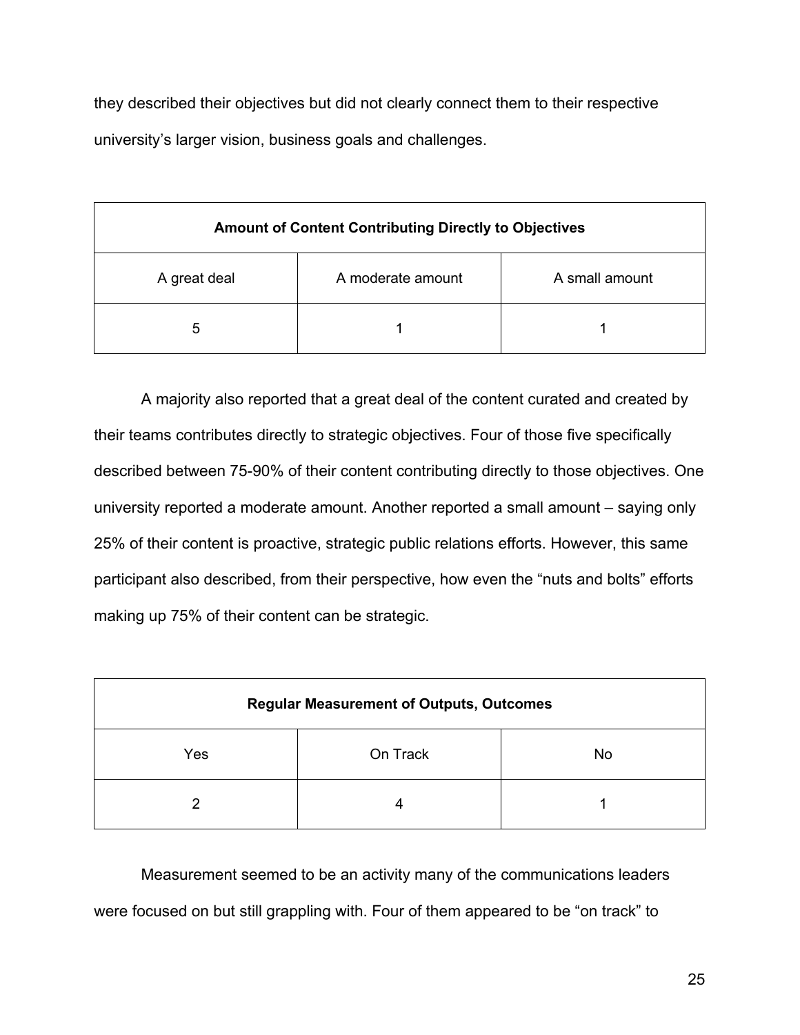they described their objectives but did not clearly connect them to their respective university's larger vision, business goals and challenges.

| **Amount of Content Contributing Directly to Objectives** | | |
|---|---|---|
| A great deal | A moderate amount | A small amount |
| 5 | 1 | 1 |

A majority also reported that a great deal of the content curated and created by their teams contributes directly to strategic objectives. Four of those five specifically described between 75-90% of their content contributing directly to those objectives. One university reported a moderate amount. Another reported a small amount – saying only 25% of their content is proactive, strategic public relations efforts. However, this same participant also described, from their perspective, how even the "nuts and bolts" efforts making up 75% of their content can be strategic.

| **Regular Measurement of Outputs, Outcomes** | | |
|---|---|---|
| Yes | On Track | No |
| 2 | 4 | 1 |

Measurement seemed to be an activity many of the communications leaders were focused on but still grappling with. Four of them appeared to be "on track" to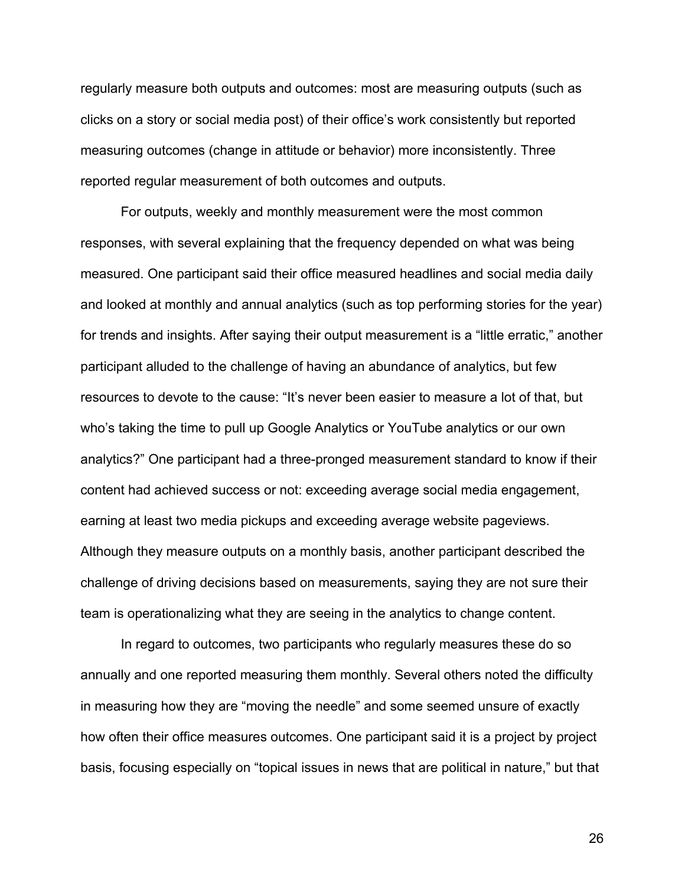regularly measure both outputs and outcomes: most are measuring outputs (such as clicks on a story or social media post) of their office's work consistently but reported measuring outcomes (change in attitude or behavior) more inconsistently. Three reported regular measurement of both outcomes and outputs.

For outputs, weekly and monthly measurement were the most common responses, with several explaining that the frequency depended on what was being measured. One participant said their office measured headlines and social media daily and looked at monthly and annual analytics (such as top performing stories for the year) for trends and insights. After saying their output measurement is a "little erratic," another participant alluded to the challenge of having an abundance of analytics, but few resources to devote to the cause: "It's never been easier to measure a lot of that, but who's taking the time to pull up Google Analytics or YouTube analytics or our own analytics?" One participant had a three-pronged measurement standard to know if their content had achieved success or not: exceeding average social media engagement, earning at least two media pickups and exceeding average website pageviews. Although they measure outputs on a monthly basis, another participant described the challenge of driving decisions based on measurements, saying they are not sure their team is operationalizing what they are seeing in the analytics to change content.

In regard to outcomes, two participants who regularly measures these do so annually and one reported measuring them monthly. Several others noted the difficulty in measuring how they are "moving the needle" and some seemed unsure of exactly how often their office measures outcomes. One participant said it is a project by project basis, focusing especially on "topical issues in news that are political in nature," but that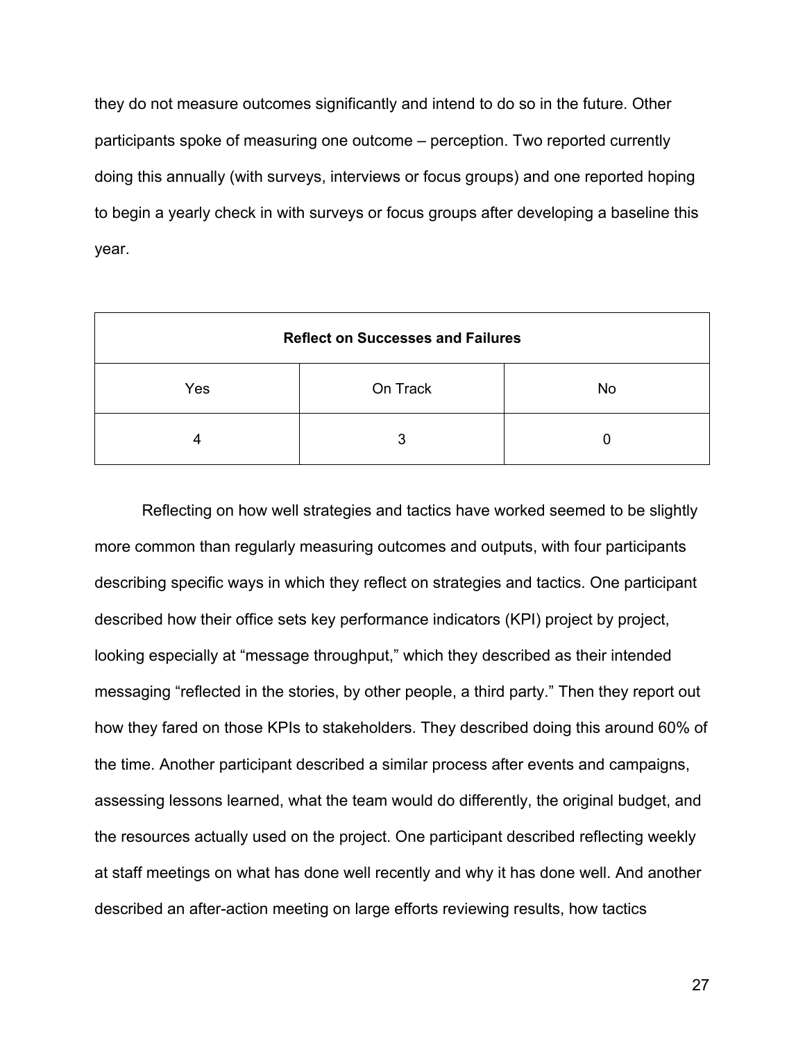they do not measure outcomes significantly and intend to do so in the future. Other participants spoke of measuring one outcome – perception. Two reported currently doing this annually (with surveys, interviews or focus groups) and one reported hoping to begin a yearly check in with surveys or focus groups after developing a baseline this year.

| **Reflect on Successes and Failures** | | |
|---|---|---|
| Yes | On Track | No |
| 4 | 3 | 0 |

Reflecting on how well strategies and tactics have worked seemed to be slightly more common than regularly measuring outcomes and outputs, with four participants describing specific ways in which they reflect on strategies and tactics. One participant described how their office sets key performance indicators (KPI) project by project, looking especially at "message throughput," which they described as their intended messaging "reflected in the stories, by other people, a third party." Then they report out how they fared on those KPIs to stakeholders. They described doing this around 60% of the time. Another participant described a similar process after events and campaigns, assessing lessons learned, what the team would do differently, the original budget, and the resources actually used on the project. One participant described reflecting weekly at staff meetings on what has done well recently and why it has done well. And another described an after-action meeting on large efforts reviewing results, how tactics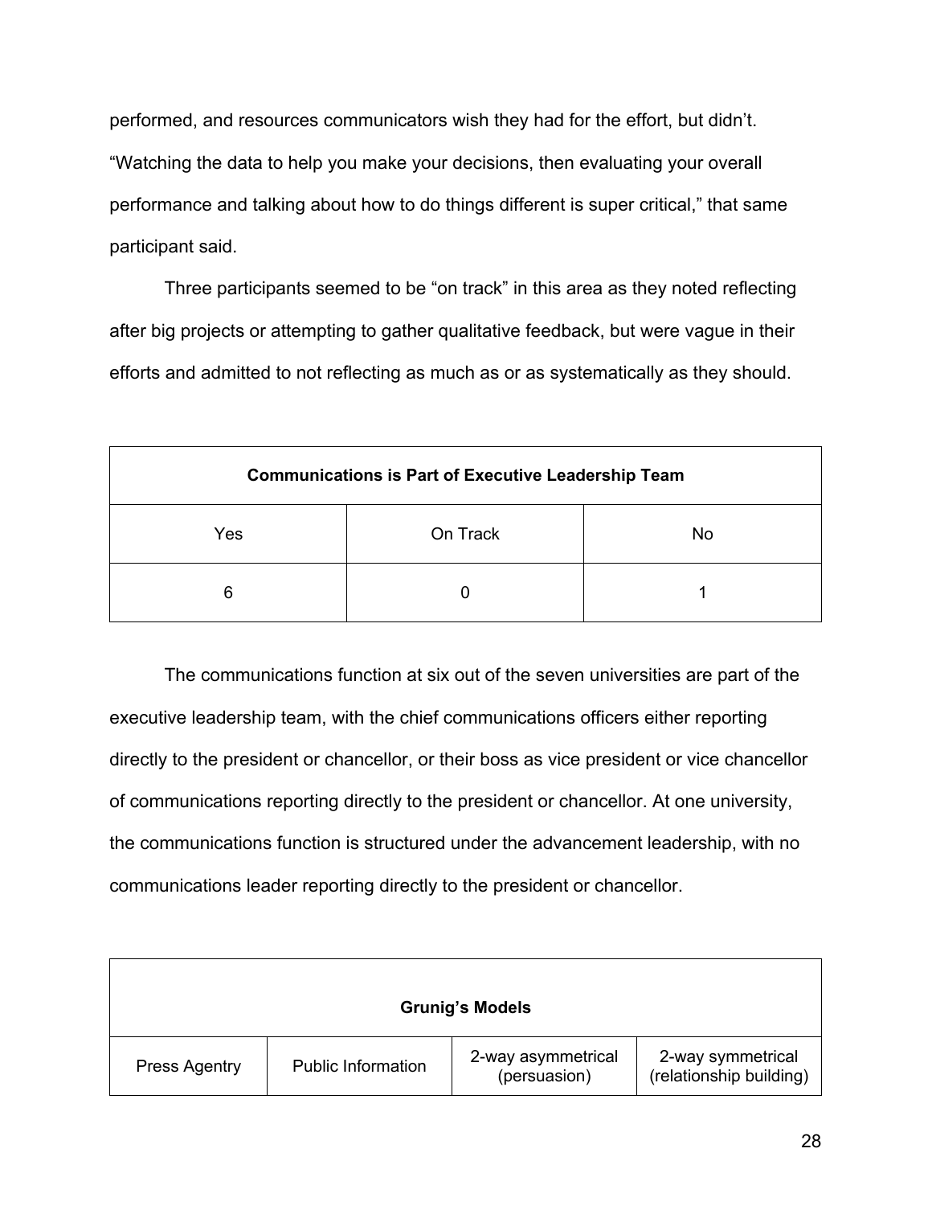performed, and resources communicators wish they had for the effort, but didn't. "Watching the data to help you make your decisions, then evaluating your overall performance and talking about how to do things different is super critical," that same participant said.

Three participants seemed to be "on track" in this area as they noted reflecting after big projects or attempting to gather qualitative feedback, but were vague in their efforts and admitted to not reflecting as much as or as systematically as they should.

| **Communications is Part of Executive Leadership Team** | | |
|---|---|---|
| Yes | On Track | No |
| 6 | 0 | 1 |

The communications function at six out of the seven universities are part of the executive leadership team, with the chief communications officers either reporting directly to the president or chancellor, or their boss as vice president or vice chancellor of communications reporting directly to the president or chancellor. At one university, the communications function is structured under the advancement leadership, with no communications leader reporting directly to the president or chancellor.

| **Grunig's Models** | | | |
|---|---|---|---|
| Press Agentry | Public Information | 2-way asymmetrical (persuasion) | 2-way symmetrical (relationship building) |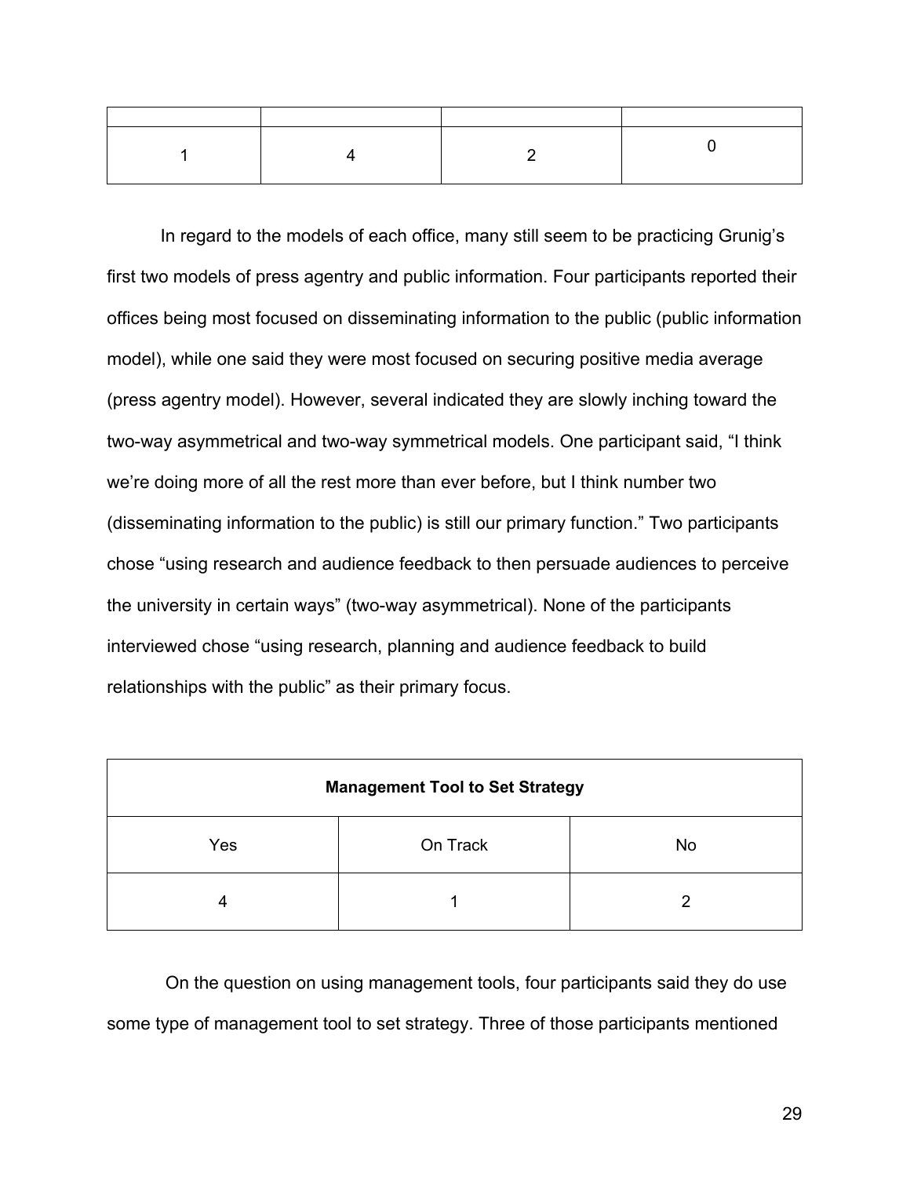| | | | |
|---|---|---|---|
| 1 | 4 | 2 | 0 |

In regard to the models of each office, many still seem to be practicing Grunig's first two models of press agentry and public information. Four participants reported their offices being most focused on disseminating information to the public (public information model), while one said they were most focused on securing positive media average (press agentry model). However, several indicated they are slowly inching toward the two-way asymmetrical and two-way symmetrical models. One participant said, "I think we're doing more of all the rest more than ever before, but I think number two (disseminating information to the public) is still our primary function." Two participants chose "using research and audience feedback to then persuade audiences to perceive the university in certain ways" (two-way asymmetrical). None of the participants interviewed chose "using research, planning and audience feedback to build relationships with the public" as their primary focus.

| **Management Tool to Set Strategy** | | |
|---|---|---|
| Yes | On Track | No |
| 4 | 1 | 2 |

On the question on using management tools, four participants said they do use some type of management tool to set strategy. Three of those participants mentioned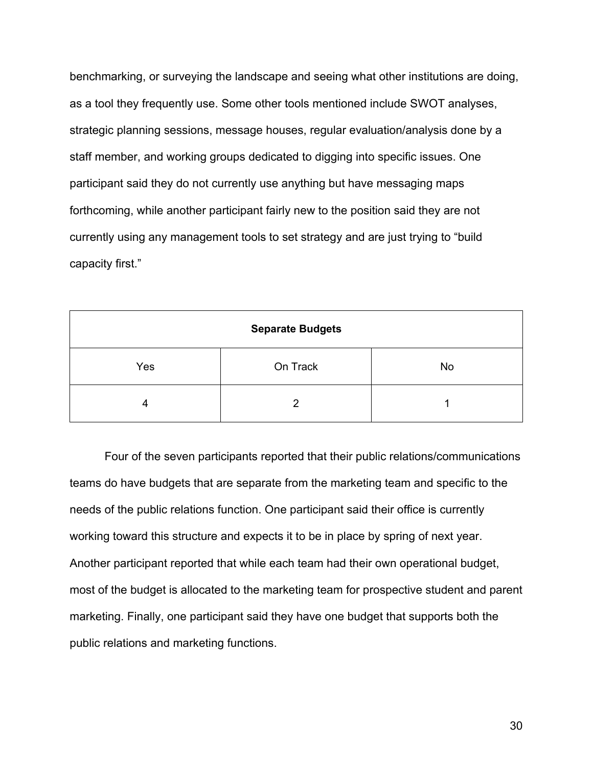benchmarking, or surveying the landscape and seeing what other institutions are doing, as a tool they frequently use. Some other tools mentioned include SWOT analyses, strategic planning sessions, message houses, regular evaluation/analysis done by a staff member, and working groups dedicated to digging into specific issues. One participant said they do not currently use anything but have messaging maps forthcoming, while another participant fairly new to the position said they are not currently using any management tools to set strategy and are just trying to "build capacity first."

| **Separate Budgets** | | |
|---|---|---|
| Yes | On Track | No |
| 4 | 2 | 1 |

Four of the seven participants reported that their public relations/communications teams do have budgets that are separate from the marketing team and specific to the needs of the public relations function. One participant said their office is currently working toward this structure and expects it to be in place by spring of next year. Another participant reported that while each team had their own operational budget, most of the budget is allocated to the marketing team for prospective student and parent marketing. Finally, one participant said they have one budget that supports both the public relations and marketing functions.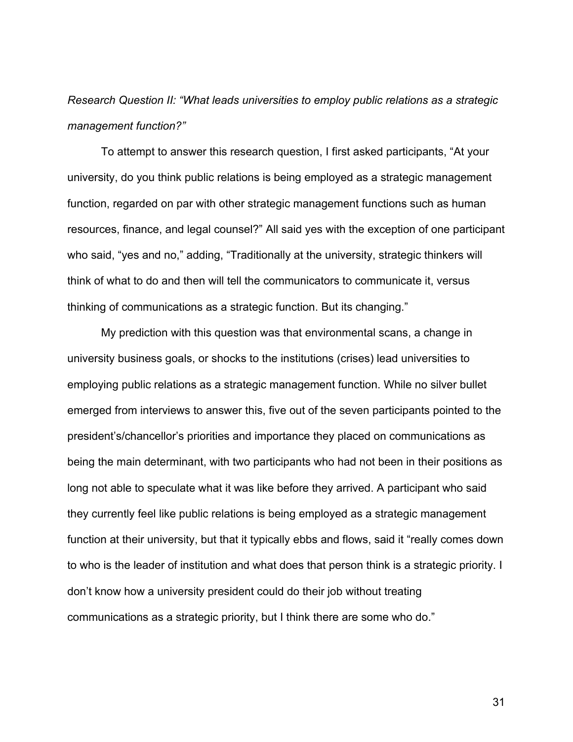*Research Question II: "What leads universities to employ public relations as a strategic management function?"*

To attempt to answer this research question, I first asked participants, "At your university, do you think public relations is being employed as a strategic management function, regarded on par with other strategic management functions such as human resources, finance, and legal counsel?" All said yes with the exception of one participant who said, "yes and no," adding, "Traditionally at the university, strategic thinkers will think of what to do and then will tell the communicators to communicate it, versus thinking of communications as a strategic function. But its changing."

My prediction with this question was that environmental scans, a change in university business goals, or shocks to the institutions (crises) lead universities to employing public relations as a strategic management function. While no silver bullet emerged from interviews to answer this, five out of the seven participants pointed to the president's/chancellor's priorities and importance they placed on communications as being the main determinant, with two participants who had not been in their positions as long not able to speculate what it was like before they arrived. A participant who said they currently feel like public relations is being employed as a strategic management function at their university, but that it typically ebbs and flows, said it "really comes down to who is the leader of institution and what does that person think is a strategic priority. I don't know how a university president could do their job without treating communications as a strategic priority, but I think there are some who do."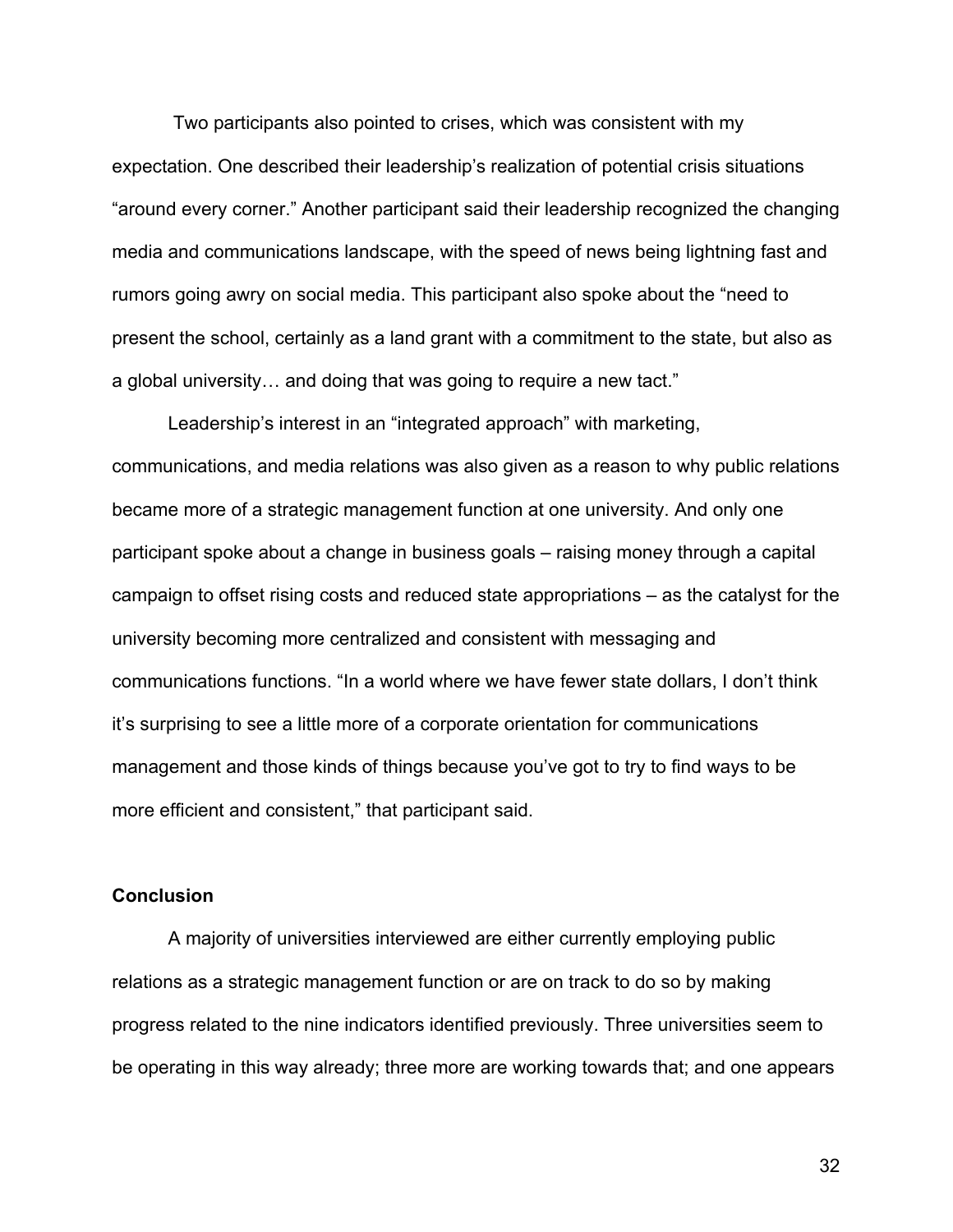Two participants also pointed to crises, which was consistent with my expectation. One described their leadership's realization of potential crisis situations "around every corner." Another participant said their leadership recognized the changing media and communications landscape, with the speed of news being lightning fast and rumors going awry on social media. This participant also spoke about the "need to present the school, certainly as a land grant with a commitment to the state, but also as a global university… and doing that was going to require a new tact."

Leadership's interest in an "integrated approach" with marketing, communications, and media relations was also given as a reason to why public relations became more of a strategic management function at one university. And only one participant spoke about a change in business goals – raising money through a capital campaign to offset rising costs and reduced state appropriations – as the catalyst for the university becoming more centralized and consistent with messaging and communications functions. "In a world where we have fewer state dollars, I don't think it's surprising to see a little more of a corporate orientation for communications management and those kinds of things because you've got to try to find ways to be more efficient and consistent," that participant said.

**Conclusion**

A majority of universities interviewed are either currently employing public relations as a strategic management function or are on track to do so by making progress related to the nine indicators identified previously. Three universities seem to be operating in this way already; three more are working towards that; and one appears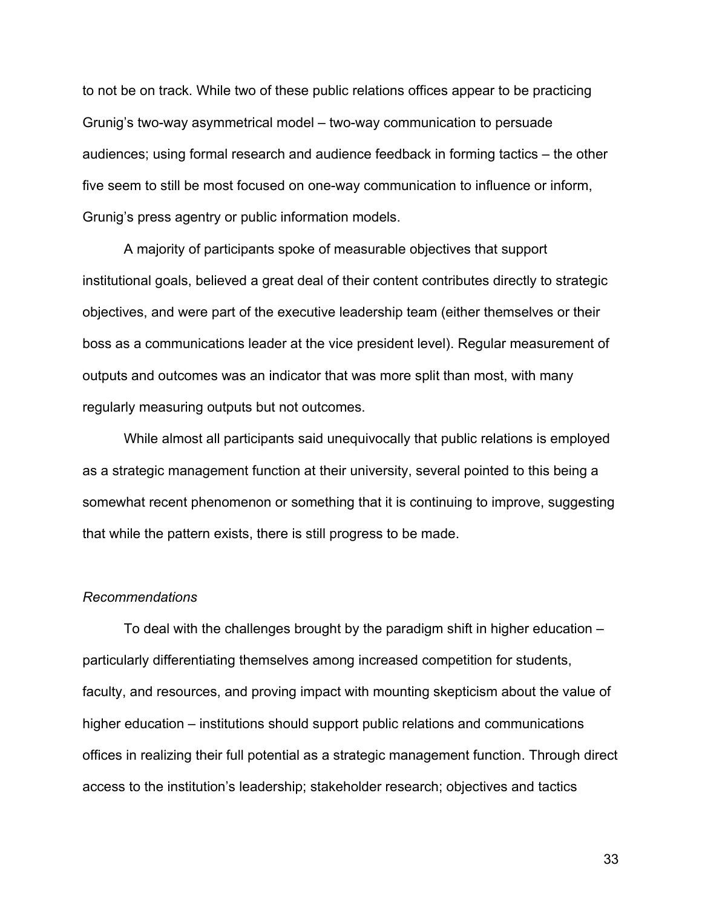to not be on track. While two of these public relations offices appear to be practicing Grunig's two-way asymmetrical model – two-way communication to persuade audiences; using formal research and audience feedback in forming tactics – the other five seem to still be most focused on one-way communication to influence or inform, Grunig's press agentry or public information models.

A majority of participants spoke of measurable objectives that support institutional goals, believed a great deal of their content contributes directly to strategic objectives, and were part of the executive leadership team (either themselves or their boss as a communications leader at the vice president level). Regular measurement of outputs and outcomes was an indicator that was more split than most, with many regularly measuring outputs but not outcomes.

While almost all participants said unequivocally that public relations is employed as a strategic management function at their university, several pointed to this being a somewhat recent phenomenon or something that it is continuing to improve, suggesting that while the pattern exists, there is still progress to be made.

*Recommendations*

To deal with the challenges brought by the paradigm shift in higher education – particularly differentiating themselves among increased competition for students, faculty, and resources, and proving impact with mounting skepticism about the value of higher education – institutions should support public relations and communications offices in realizing their full potential as a strategic management function. Through direct access to the institution's leadership; stakeholder research; objectives and tactics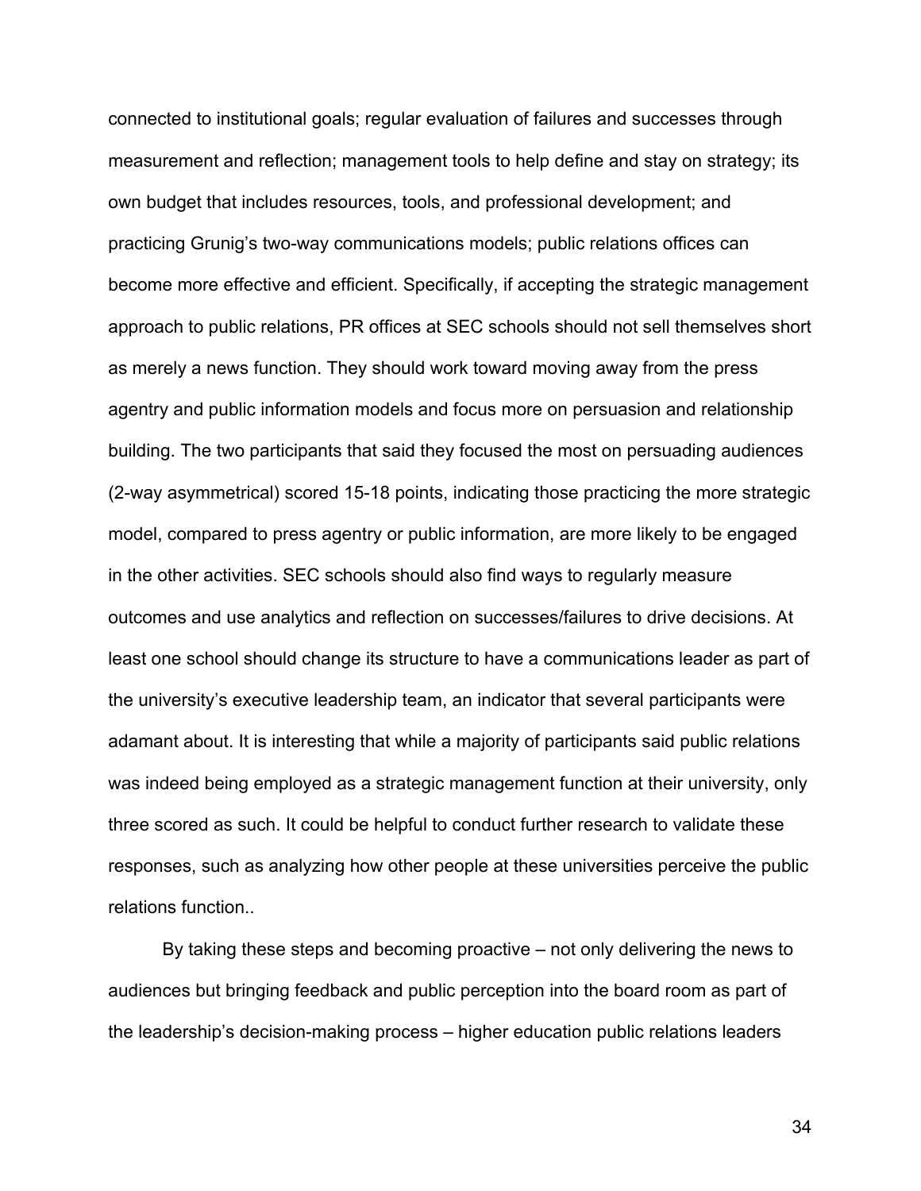connected to institutional goals; regular evaluation of failures and successes through measurement and reflection; management tools to help define and stay on strategy; its own budget that includes resources, tools, and professional development; and practicing Grunig's two-way communications models; public relations offices can become more effective and efficient. Specifically, if accepting the strategic management approach to public relations, PR offices at SEC schools should not sell themselves short as merely a news function. They should work toward moving away from the press agentry and public information models and focus more on persuasion and relationship building. The two participants that said they focused the most on persuading audiences (2-way asymmetrical) scored 15-18 points, indicating those practicing the more strategic model, compared to press agentry or public information, are more likely to be engaged in the other activities. SEC schools should also find ways to regularly measure outcomes and use analytics and reflection on successes/failures to drive decisions. At least one school should change its structure to have a communications leader as part of the university's executive leadership team, an indicator that several participants were adamant about. It is interesting that while a majority of participants said public relations was indeed being employed as a strategic management function at their university, only three scored as such. It could be helpful to conduct further research to validate these responses, such as analyzing how other people at these universities perceive the public relations function..

By taking these steps and becoming proactive – not only delivering the news to audiences but bringing feedback and public perception into the board room as part of the leadership's decision-making process – higher education public relations leaders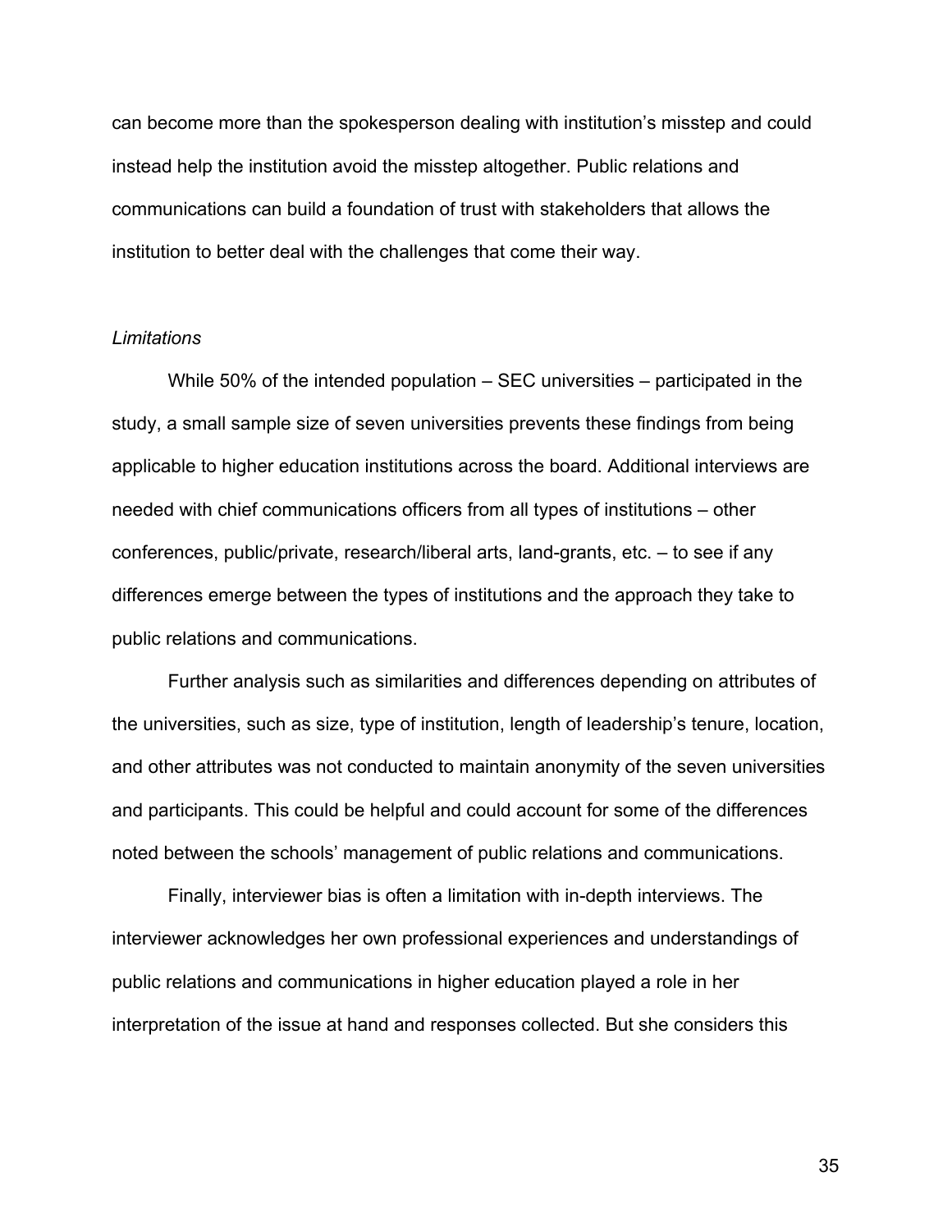can become more than the spokesperson dealing with institution's misstep and could instead help the institution avoid the misstep altogether. Public relations and communications can build a foundation of trust with stakeholders that allows the institution to better deal with the challenges that come their way.

*Limitations*

While 50% of the intended population – SEC universities – participated in the study, a small sample size of seven universities prevents these findings from being applicable to higher education institutions across the board. Additional interviews are needed with chief communications officers from all types of institutions – other conferences, public/private, research/liberal arts, land-grants, etc. – to see if any differences emerge between the types of institutions and the approach they take to public relations and communications.

Further analysis such as similarities and differences depending on attributes of the universities, such as size, type of institution, length of leadership's tenure, location, and other attributes was not conducted to maintain anonymity of the seven universities and participants. This could be helpful and could account for some of the differences noted between the schools' management of public relations and communications.

Finally, interviewer bias is often a limitation with in-depth interviews. The interviewer acknowledges her own professional experiences and understandings of public relations and communications in higher education played a role in her interpretation of the issue at hand and responses collected. But she considers this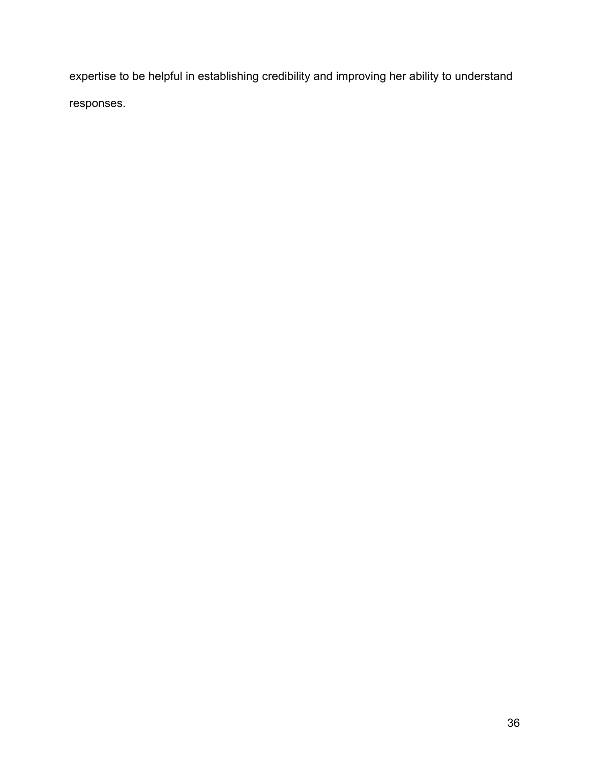expertise to be helpful in establishing credibility and improving her ability to understand responses.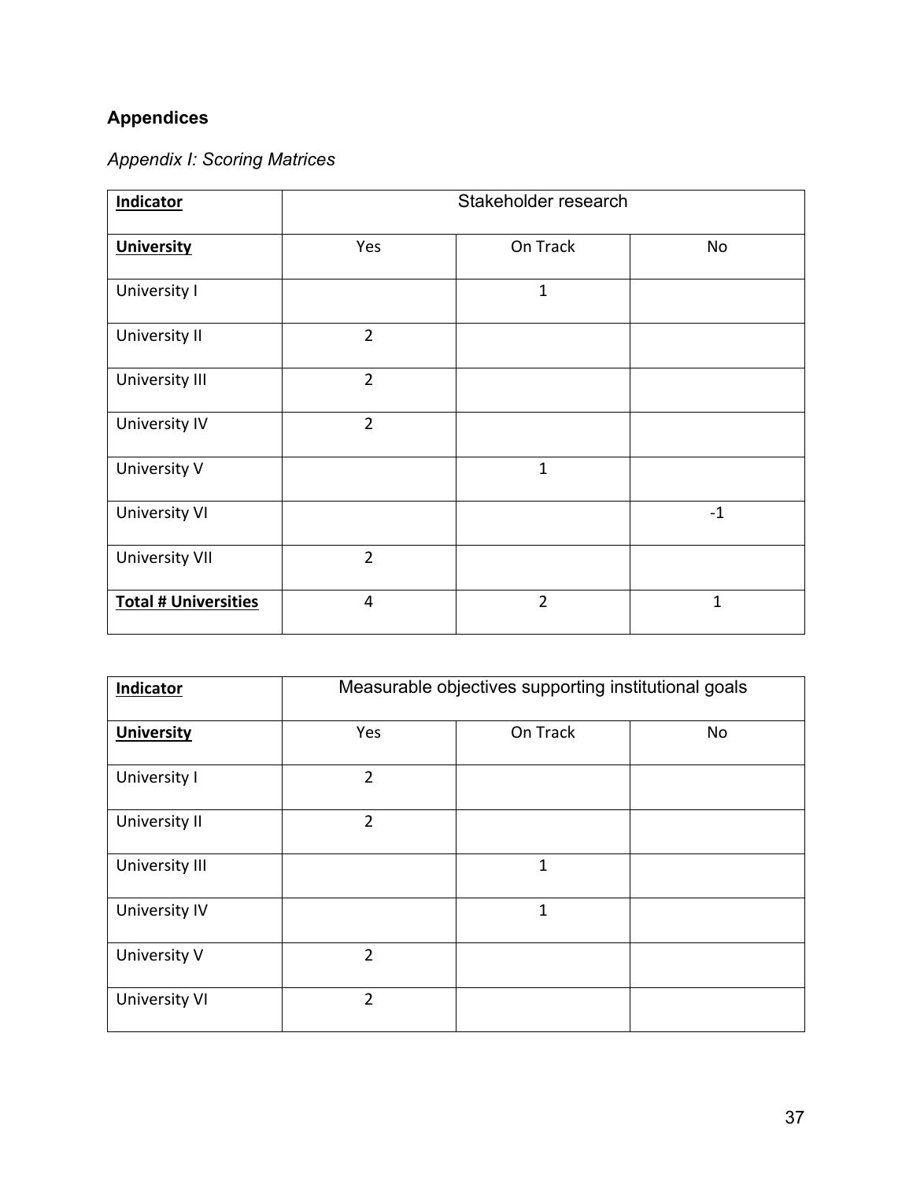## Appendices

### *Appendix I: Scoring Matrices*

| **Indicator** | Stakeholder research | | |
|---|---|---|---|
| **University** | Yes | On Track | No |
| University I | | 1 | |
| University II | 2 | | |
| University III | 2 | | |
| University IV | 2 | | |
| University V | | 1 | |
| University VI | | | -1 |
| University VII | 2 | | |
| **Total # Universities** | 4 | 2 | 1 |

| **Indicator** | Measurable objectives supporting institutional goals | | |
|---|---|---|---|
| **University** | Yes | On Track | No |
| University I | 2 | | |
| University II | 2 | | |
| University III | | 1 | |
| University IV | | 1 | |
| University V | 2 | | |
| University VI | 2 | | |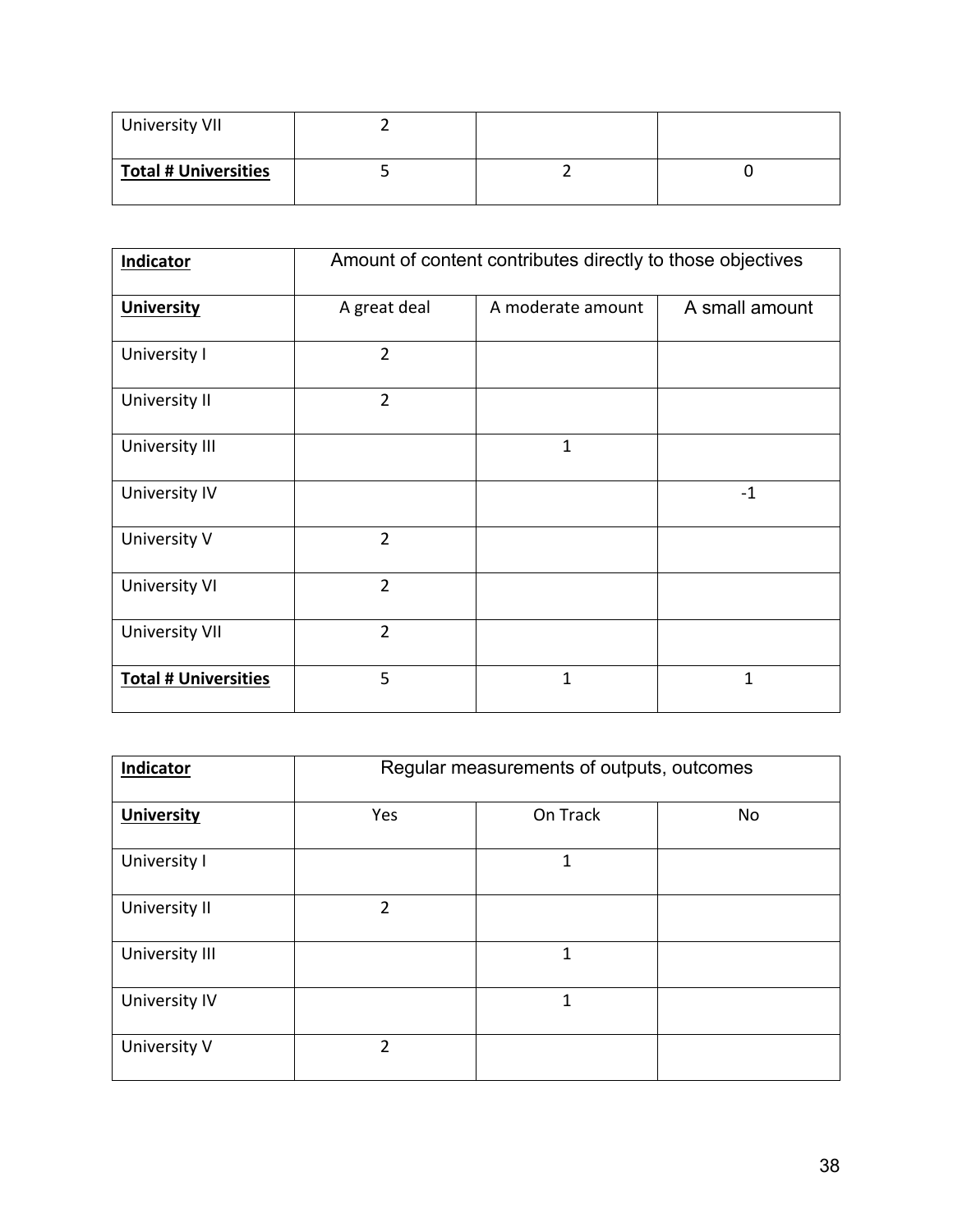| University VII | 2 | | |
| --- | --- | --- | --- |
| **Total # Universities** | 5 | 2 | 0 |

| **Indicator** | Amount of content contributes directly to those objectives | | |
| --- | --- | --- | --- |
| **University** | A great deal | A moderate amount | A small amount |
| University I | 2 | | |
| University II | 2 | | |
| University III | | 1 | |
| University IV | | | -1 |
| University V | 2 | | |
| University VI | 2 | | |
| University VII | 2 | | |
| **Total # Universities** | 5 | 1 | 1 |

| **Indicator** | Regular measurements of outputs, outcomes | | |
| --- | --- | --- | --- |
| **University** | Yes | On Track | No |
| University I | | 1 | |
| University II | 2 | | |
| University III | | 1 | |
| University IV | | 1 | |
| University V | 2 | | |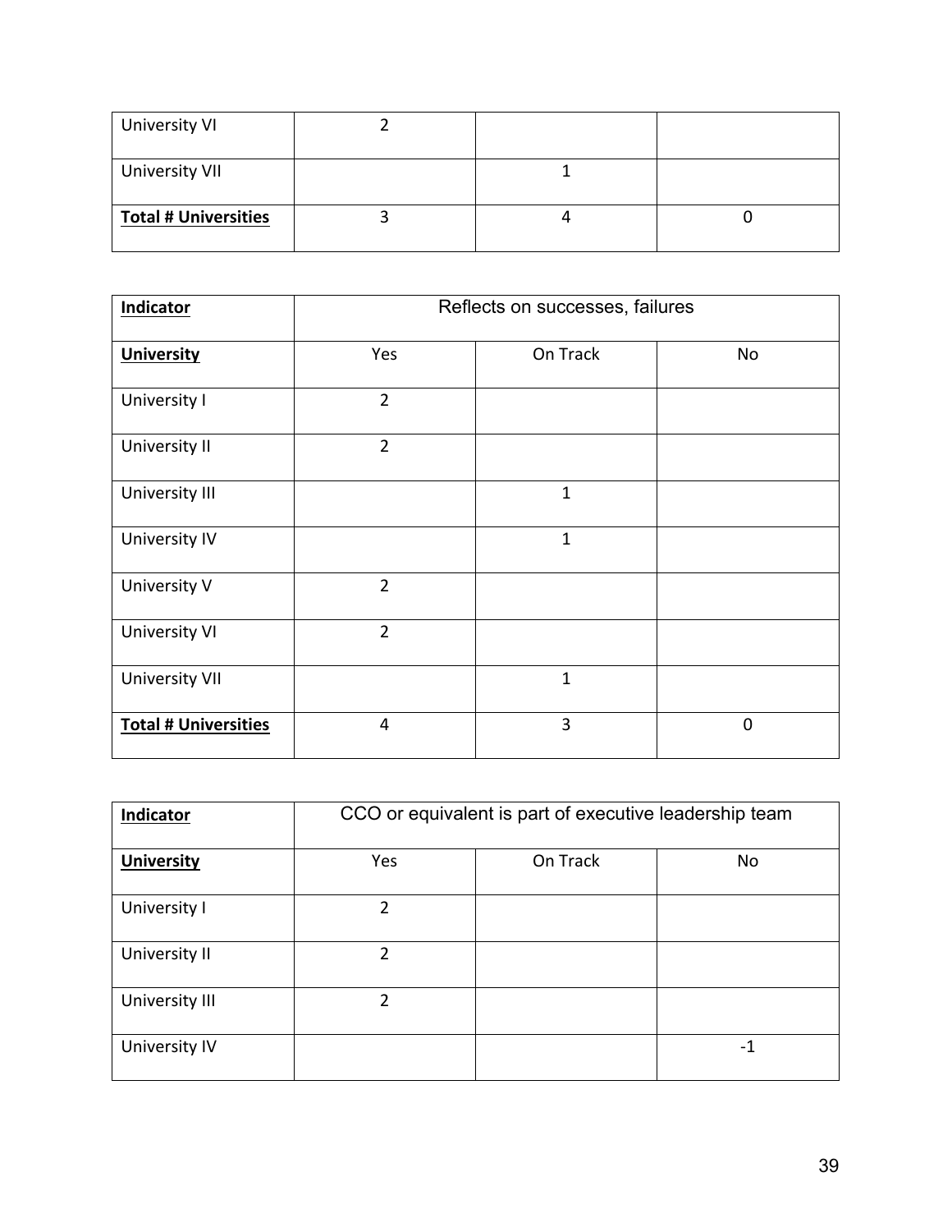| University VI | 2 | | |
|---|---|---|---|
| University VII | | 1 | |
| **Total # Universities** | 3 | 4 | 0 |

| **Indicator** | Reflects on successes, failures | | |
|---|---|---|---|
| **University** | Yes | On Track | No |
| University I | 2 | | |
| University II | 2 | | |
| University III | | 1 | |
| University IV | | 1 | |
| University V | 2 | | |
| University VI | 2 | | |
| University VII | | 1 | |
| **Total # Universities** | 4 | 3 | 0 |

| **Indicator** | CCO or equivalent is part of executive leadership team | | |
|---|---|---|---|
| **University** | Yes | On Track | No |
| University I | 2 | | |
| University II | 2 | | |
| University III | 2 | | |
| University IV | | | -1 |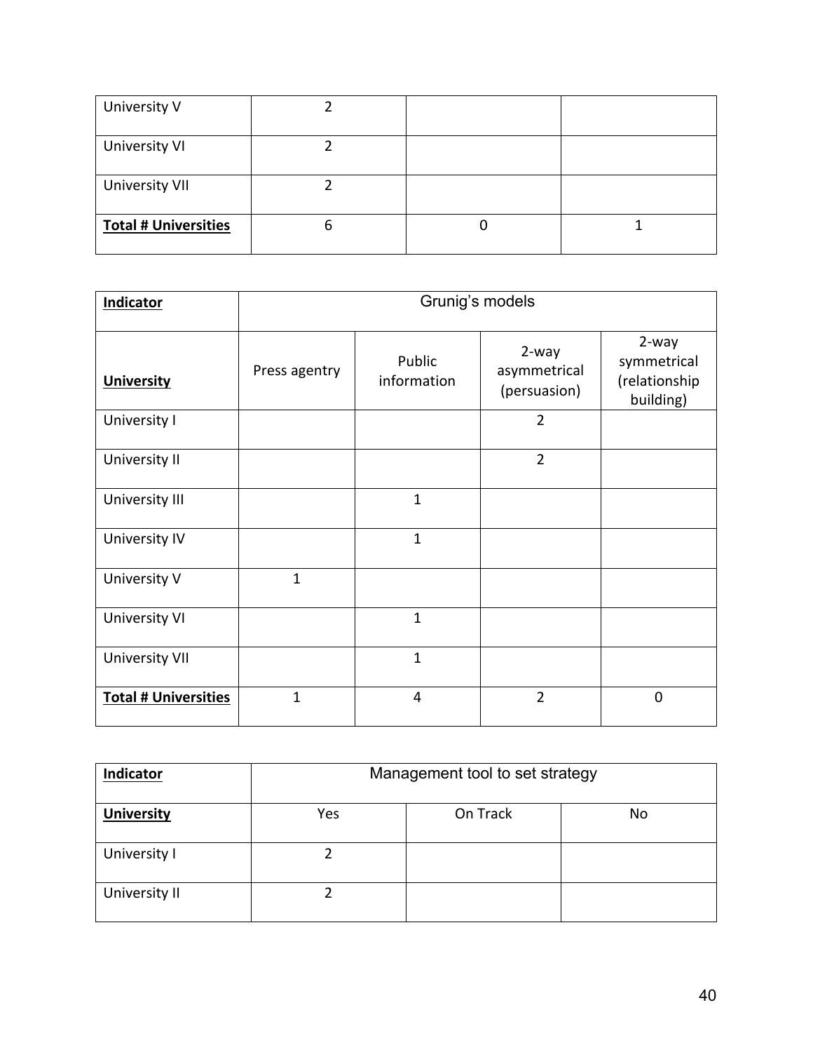| | | | |
|---|---|---|---|
| University V | 2 | | |
| University VI | 2 | | |
| University VII | 2 | | |
| **Total # Universities** | 6 | 0 | 1 |

| **Indicator** | Grunig's models | | | |
|---|---|---|---|---|
| **University** | Press agentry | Public information | 2-way asymmetrical (persuasion) | 2-way symmetrical (relationship building) |
| University I | | | 2 | |
| University II | | | 2 | |
| University III | | 1 | | |
| University IV | | 1 | | |
| University V | 1 | | | |
| University VI | | 1 | | |
| University VII | | 1 | | |
| **Total # Universities** | 1 | 4 | 2 | 0 |

| **Indicator** | Management tool to set strategy | | |
|---|---|---|---|
| **University** | Yes | On Track | No |
| University I | 2 | | |
| University II | 2 | | |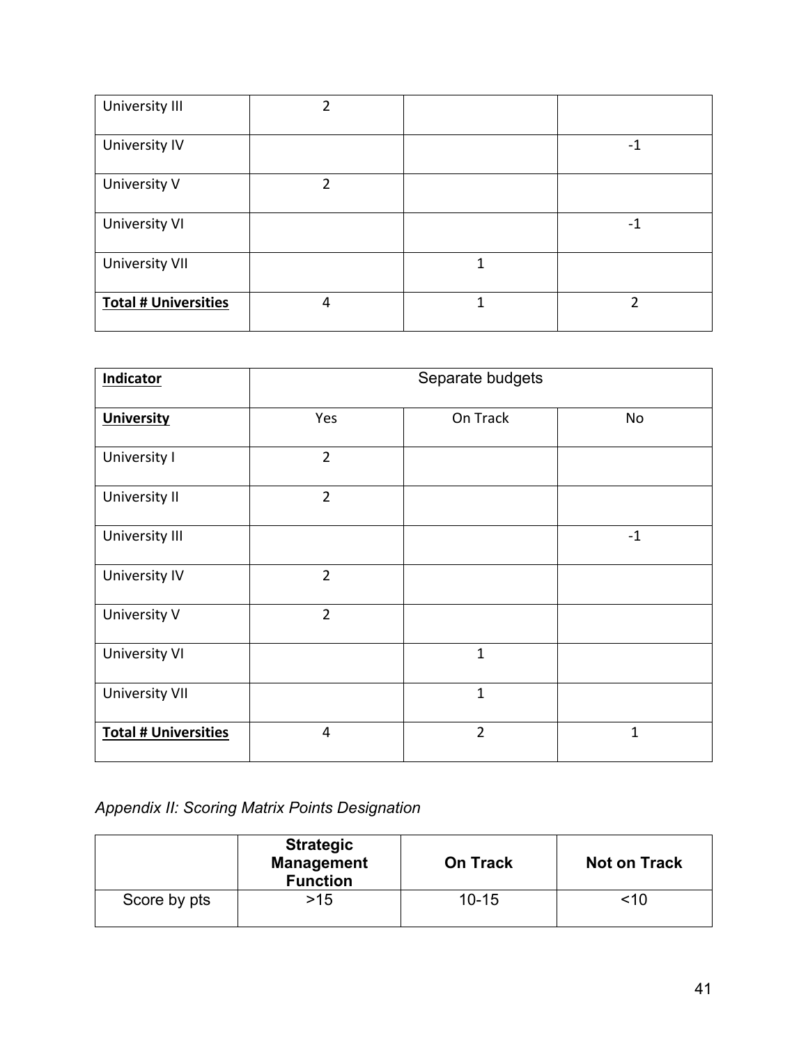| | | | |
|---|---|---|---|
| University III | 2 | | |
| University IV | | | -1 |
| University V | 2 | | |
| University VI | | | -1 |
| University VII | | 1 | |
| **Total # Universities** | 4 | 1 | 2 |

| **Indicator** | Separate budgets | | |
|---|---|---|---|
| **University** | Yes | On Track | No |
| University I | 2 | | |
| University II | 2 | | |
| University III | | | -1 |
| University IV | 2 | | |
| University V | 2 | | |
| University VI | | 1 | |
| University VII | | 1 | |
| **Total # Universities** | 4 | 2 | 1 |

*Appendix II: Scoring Matrix Points Designation*

| | **Strategic Management Function** | **On Track** | **Not on Track** |
|---|---|---|---|
| Score by pts | >15 | 10-15 | <10 |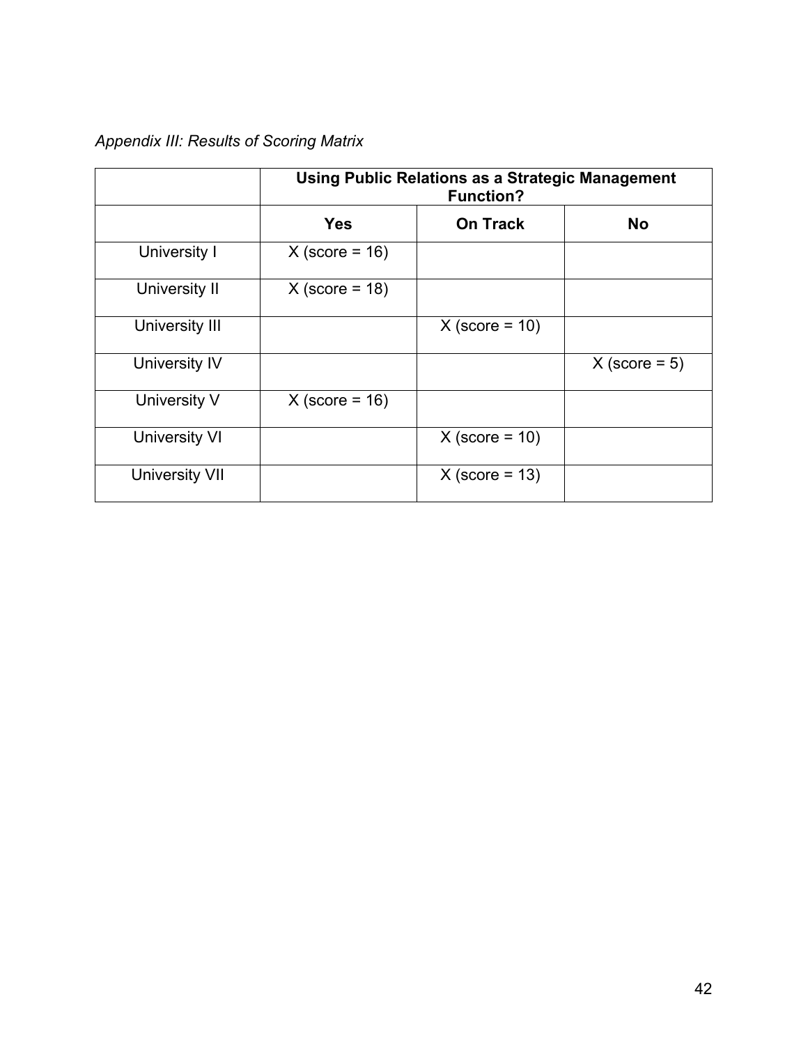*Appendix III: Results of Scoring Matrix*

| | **Using Public Relations as a Strategic Management Function?** | | |
|---|---|---|---|
| | **Yes** | **On Track** | **No** |
| University I | X (score = 16) | | |
| University II | X (score = 18) | | |
| University III | | X (score = 10) | |
| University IV | | | X (score = 5) |
| University V | X (score = 16) | | |
| University VI | | X (score = 10) | |
| University VII | | X (score = 13) | |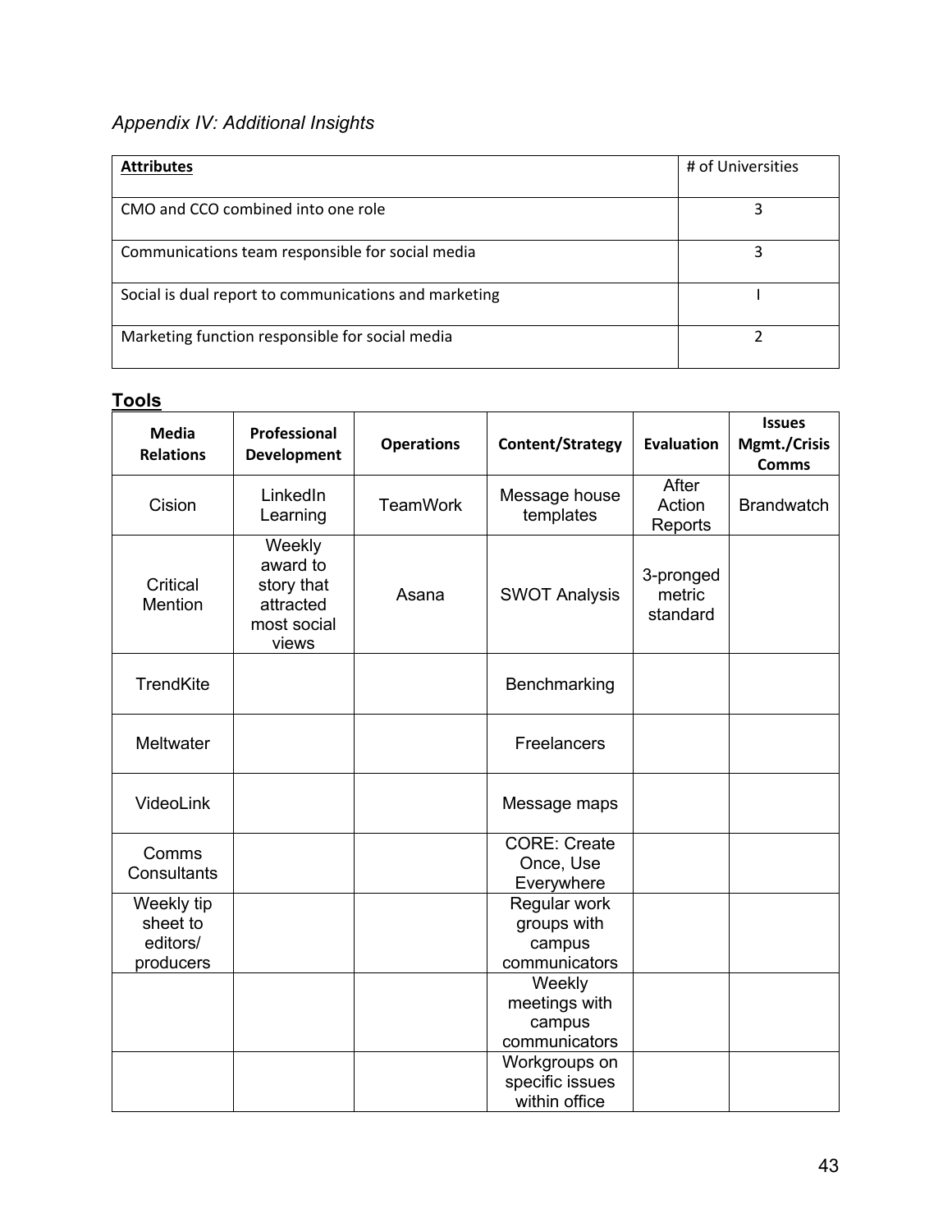*Appendix IV: Additional Insights*

| **Attributes** | # of Universities |
|---|---|
| CMO and CCO combined into one role | 3 |
| Communications team responsible for social media | 3 |
| Social is dual report to communications and marketing | I |
| Marketing function responsible for social media | 2 |

**Tools**

| Media Relations | Professional Development | Operations | Content/Strategy | Evaluation | Issues Mgmt./Crisis Comms |
|---|---|---|---|---|---|
| Cision | LinkedIn Learning | TeamWork | Message house templates | After Action Reports | Brandwatch |
| Critical Mention | Weekly award to story that attracted most social views | Asana | SWOT Analysis | 3-pronged metric standard | |
| TrendKite | | | Benchmarking | | |
| Meltwater | | | Freelancers | | |
| VideoLink | | | Message maps | | |
| Comms Consultants | | | CORE: Create Once, Use Everywhere | | |
| Weekly tip sheet to editors/ producers | | | Regular work groups with campus communicators | | |
| | | | Weekly meetings with campus communicators | | |
| | | | Workgroups on specific issues within office | | |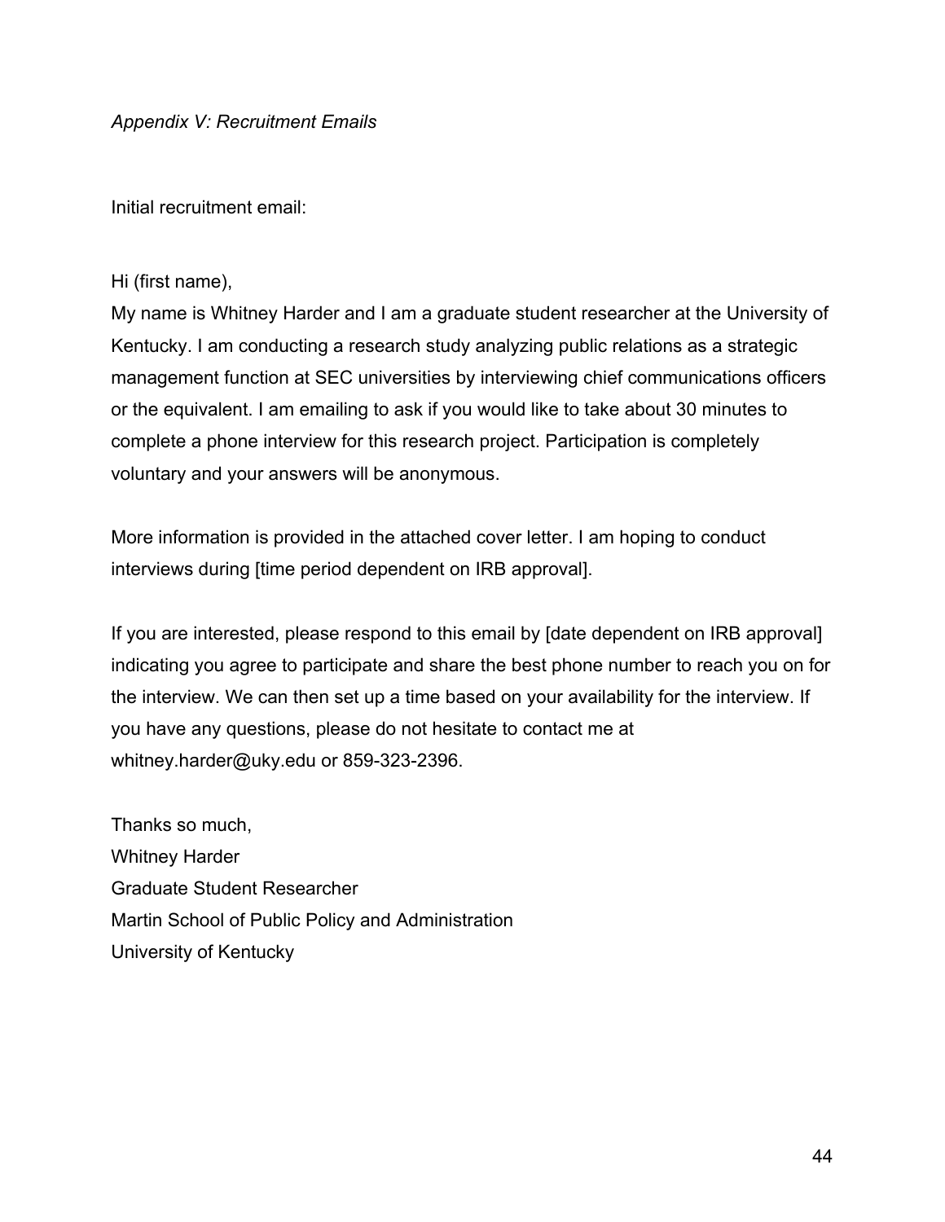*Appendix V: Recruitment Emails*

Initial recruitment email:

Hi (first name),
My name is Whitney Harder and I am a graduate student researcher at the University of Kentucky. I am conducting a research study analyzing public relations as a strategic management function at SEC universities by interviewing chief communications officers or the equivalent. I am emailing to ask if you would like to take about 30 minutes to complete a phone interview for this research project. Participation is completely voluntary and your answers will be anonymous.

More information is provided in the attached cover letter. I am hoping to conduct interviews during [time period dependent on IRB approval].

If you are interested, please respond to this email by [date dependent on IRB approval] indicating you agree to participate and share the best phone number to reach you on for the interview. We can then set up a time based on your availability for the interview. If you have any questions, please do not hesitate to contact me at whitney.harder@uky.edu or 859-323-2396.

Thanks so much,
Whitney Harder
Graduate Student Researcher
Martin School of Public Policy and Administration
University of Kentucky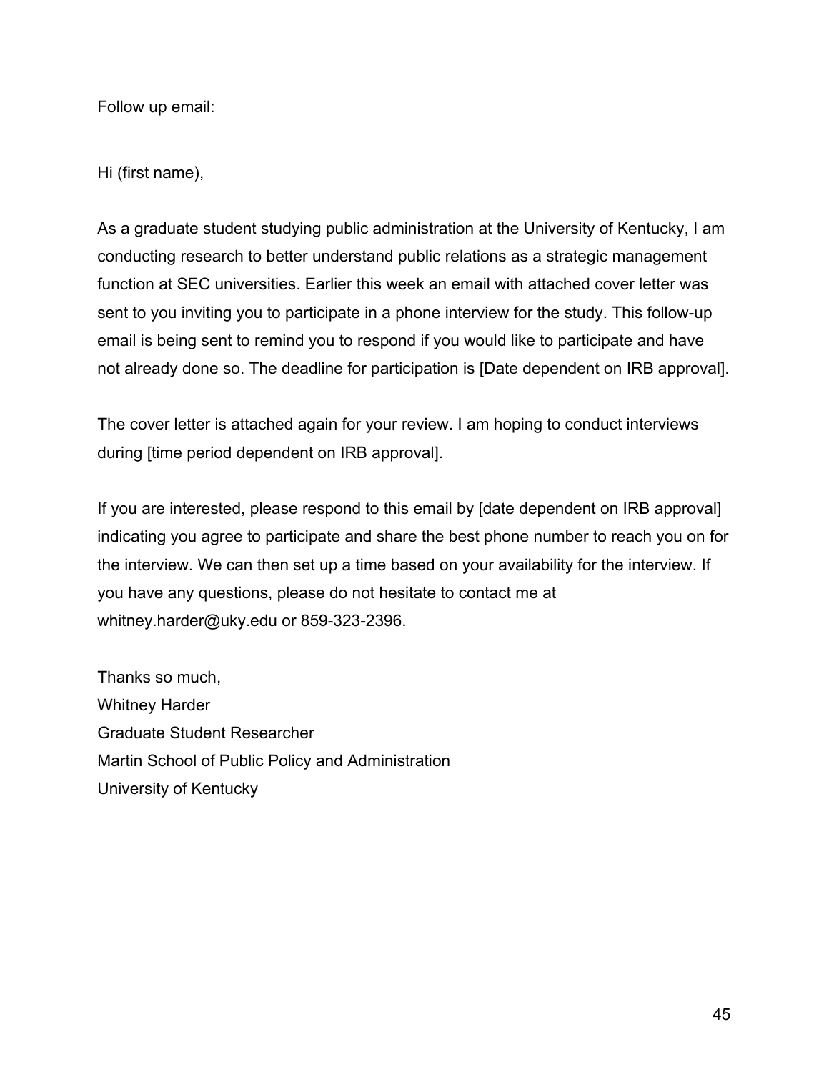Follow up email:

Hi (first name),

As a graduate student studying public administration at the University of Kentucky, I am conducting research to better understand public relations as a strategic management function at SEC universities. Earlier this week an email with attached cover letter was sent to you inviting you to participate in a phone interview for the study. This follow-up email is being sent to remind you to respond if you would like to participate and have not already done so. The deadline for participation is [Date dependent on IRB approval].

The cover letter is attached again for your review. I am hoping to conduct interviews during [time period dependent on IRB approval].

If you are interested, please respond to this email by [date dependent on IRB approval] indicating you agree to participate and share the best phone number to reach you on for the interview. We can then set up a time based on your availability for the interview. If you have any questions, please do not hesitate to contact me at whitney.harder@uky.edu or 859-323-2396.

Thanks so much,
Whitney Harder
Graduate Student Researcher
Martin School of Public Policy and Administration
University of Kentucky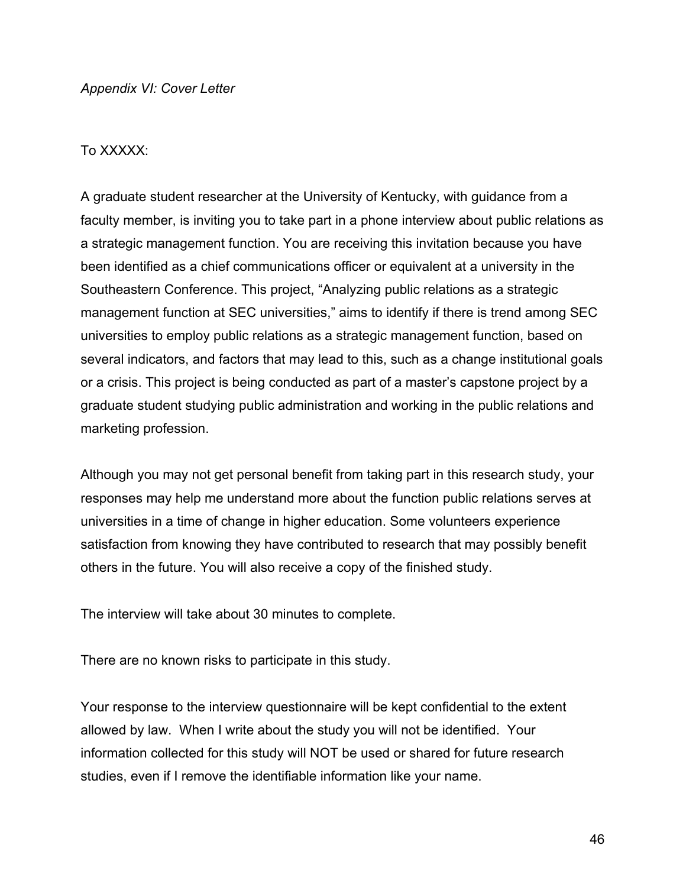*Appendix VI: Cover Letter*

To XXXXX:

A graduate student researcher at the University of Kentucky, with guidance from a faculty member, is inviting you to take part in a phone interview about public relations as a strategic management function. You are receiving this invitation because you have been identified as a chief communications officer or equivalent at a university in the Southeastern Conference. This project, "Analyzing public relations as a strategic management function at SEC universities," aims to identify if there is trend among SEC universities to employ public relations as a strategic management function, based on several indicators, and factors that may lead to this, such as a change institutional goals or a crisis. This project is being conducted as part of a master's capstone project by a graduate student studying public administration and working in the public relations and marketing profession.

Although you may not get personal benefit from taking part in this research study, your responses may help me understand more about the function public relations serves at universities in a time of change in higher education. Some volunteers experience satisfaction from knowing they have contributed to research that may possibly benefit others in the future. You will also receive a copy of the finished study.

The interview will take about 30 minutes to complete.

There are no known risks to participate in this study.

Your response to the interview questionnaire will be kept confidential to the extent allowed by law. When I write about the study you will not be identified. Your information collected for this study will NOT be used or shared for future research studies, even if I remove the identifiable information like your name.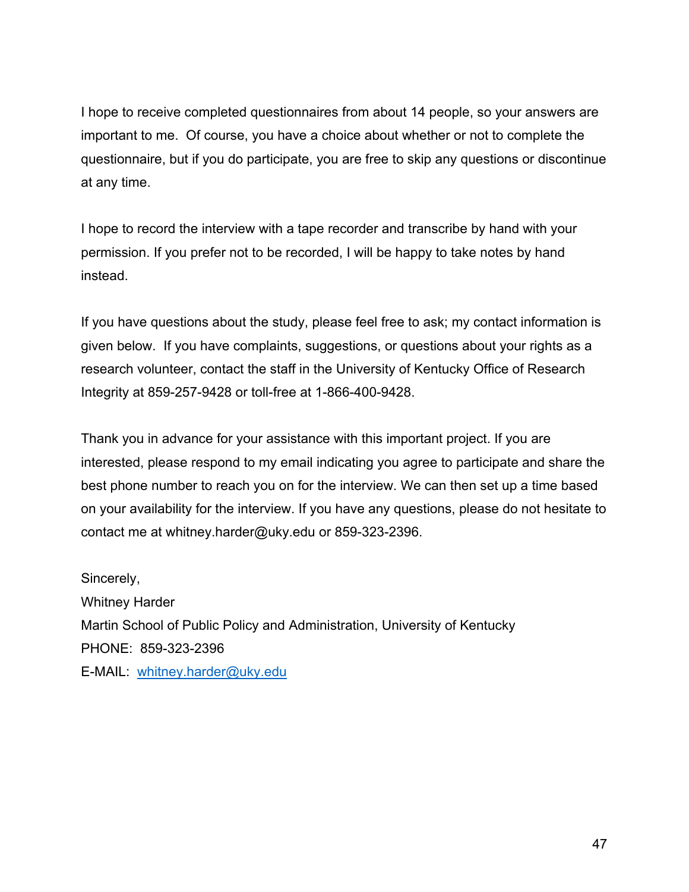I hope to receive completed questionnaires from about 14 people, so your answers are important to me. Of course, you have a choice about whether or not to complete the questionnaire, but if you do participate, you are free to skip any questions or discontinue at any time.

I hope to record the interview with a tape recorder and transcribe by hand with your permission. If you prefer not to be recorded, I will be happy to take notes by hand instead.

If you have questions about the study, please feel free to ask; my contact information is given below. If you have complaints, suggestions, or questions about your rights as a research volunteer, contact the staff in the University of Kentucky Office of Research Integrity at 859-257-9428 or toll-free at 1-866-400-9428.

Thank you in advance for your assistance with this important project. If you are interested, please respond to my email indicating you agree to participate and share the best phone number to reach you on for the interview. We can then set up a time based on your availability for the interview. If you have any questions, please do not hesitate to contact me at whitney.harder@uky.edu or 859-323-2396.

Sincerely,  
Whitney Harder  
Martin School of Public Policy and Administration, University of Kentucky  
PHONE: 859-323-2396  
E-MAIL: whitney.harder@uky.edu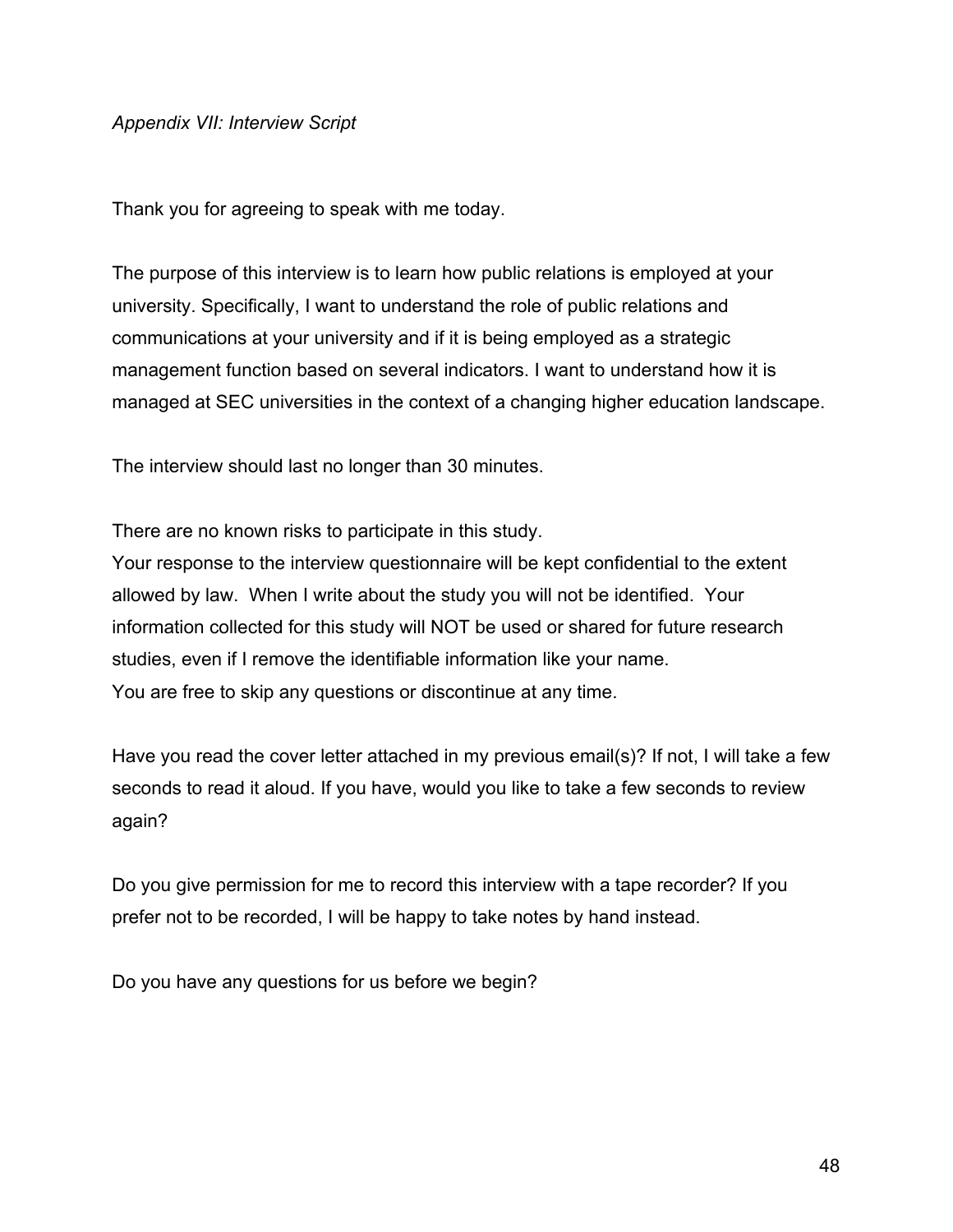*Appendix VII: Interview Script*

Thank you for agreeing to speak with me today.

The purpose of this interview is to learn how public relations is employed at your university. Specifically, I want to understand the role of public relations and communications at your university and if it is being employed as a strategic management function based on several indicators. I want to understand how it is managed at SEC universities in the context of a changing higher education landscape.

The interview should last no longer than 30 minutes.

There are no known risks to participate in this study.
Your response to the interview questionnaire will be kept confidential to the extent allowed by law. When I write about the study you will not be identified. Your information collected for this study will NOT be used or shared for future research studies, even if I remove the identifiable information like your name.
You are free to skip any questions or discontinue at any time.

Have you read the cover letter attached in my previous email(s)? If not, I will take a few seconds to read it aloud. If you have, would you like to take a few seconds to review again?

Do you give permission for me to record this interview with a tape recorder? If you prefer not to be recorded, I will be happy to take notes by hand instead.

Do you have any questions for us before we begin?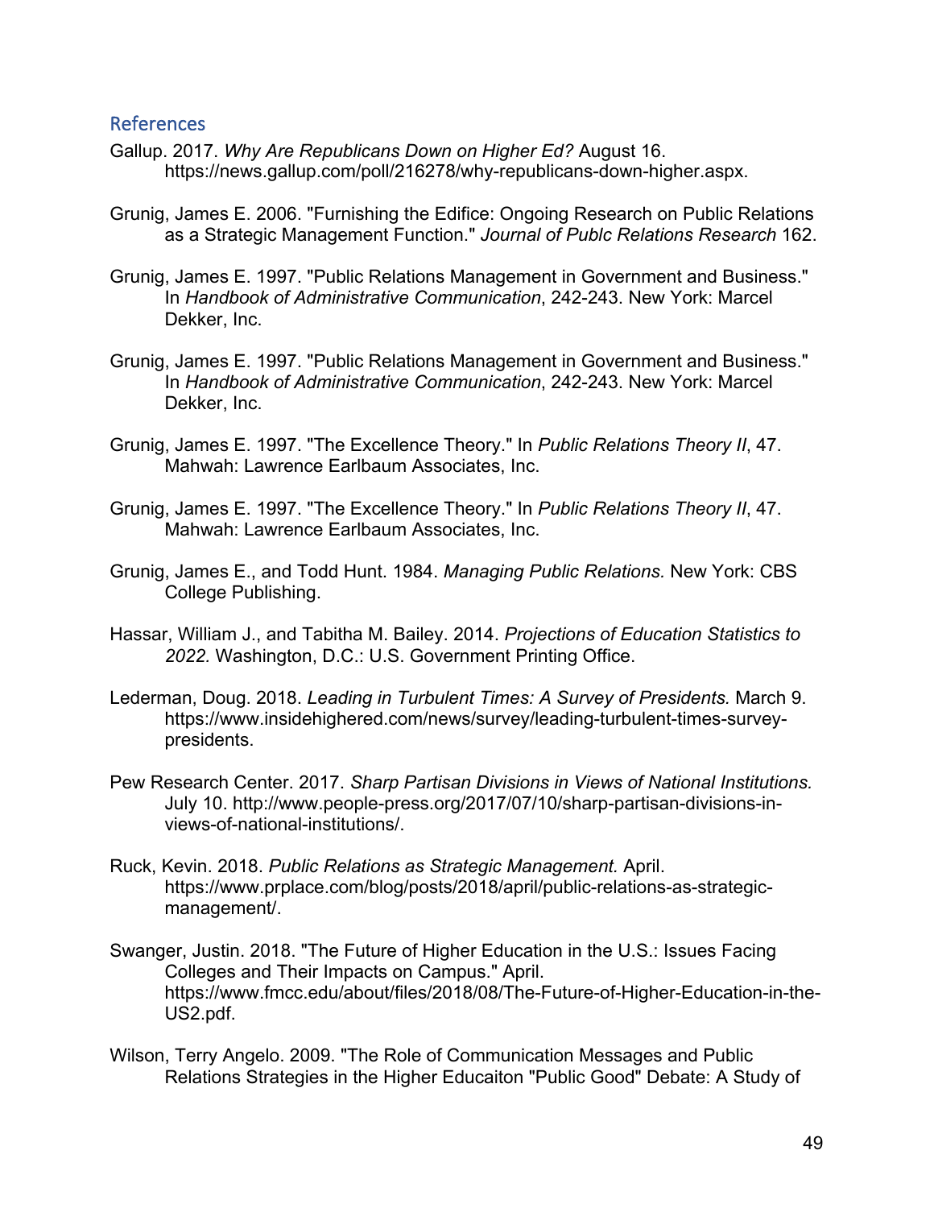## References

Gallup. 2017. *Why Are Republicans Down on Higher Ed?* August 16. https://news.gallup.com/poll/216278/why-republicans-down-higher.aspx.

Grunig, James E. 2006. "Furnishing the Edifice: Ongoing Research on Public Relations as a Strategic Management Function." *Journal of Publc Relations Research* 162.

Grunig, James E. 1997. "Public Relations Management in Government and Business." In *Handbook of Administrative Communication*, 242-243. New York: Marcel Dekker, Inc.

Grunig, James E. 1997. "Public Relations Management in Government and Business." In *Handbook of Administrative Communication*, 242-243. New York: Marcel Dekker, Inc.

Grunig, James E. 1997. "The Excellence Theory." In *Public Relations Theory II*, 47. Mahwah: Lawrence Earlbaum Associates, Inc.

Grunig, James E. 1997. "The Excellence Theory." In *Public Relations Theory II*, 47. Mahwah: Lawrence Earlbaum Associates, Inc.

Grunig, James E., and Todd Hunt. 1984. *Managing Public Relations.* New York: CBS College Publishing.

Hassar, William J., and Tabitha M. Bailey. 2014. *Projections of Education Statistics to 2022.* Washington, D.C.: U.S. Government Printing Office.

Lederman, Doug. 2018. *Leading in Turbulent Times: A Survey of Presidents.* March 9. https://www.insidehighered.com/news/survey/leading-turbulent-times-survey-presidents.

Pew Research Center. 2017. *Sharp Partisan Divisions in Views of National Institutions.* July 10. http://www.people-press.org/2017/07/10/sharp-partisan-divisions-in-views-of-national-institutions/.

Ruck, Kevin. 2018. *Public Relations as Strategic Management.* April. https://www.prplace.com/blog/posts/2018/april/public-relations-as-strategic-management/.

Swanger, Justin. 2018. "The Future of Higher Education in the U.S.: Issues Facing Colleges and Their Impacts on Campus." April. https://www.fmcc.edu/about/files/2018/08/The-Future-of-Higher-Education-in-the-US2.pdf.

Wilson, Terry Angelo. 2009. "The Role of Communication Messages and Public Relations Strategies in the Higher Educaiton "Public Good" Debate: A Study of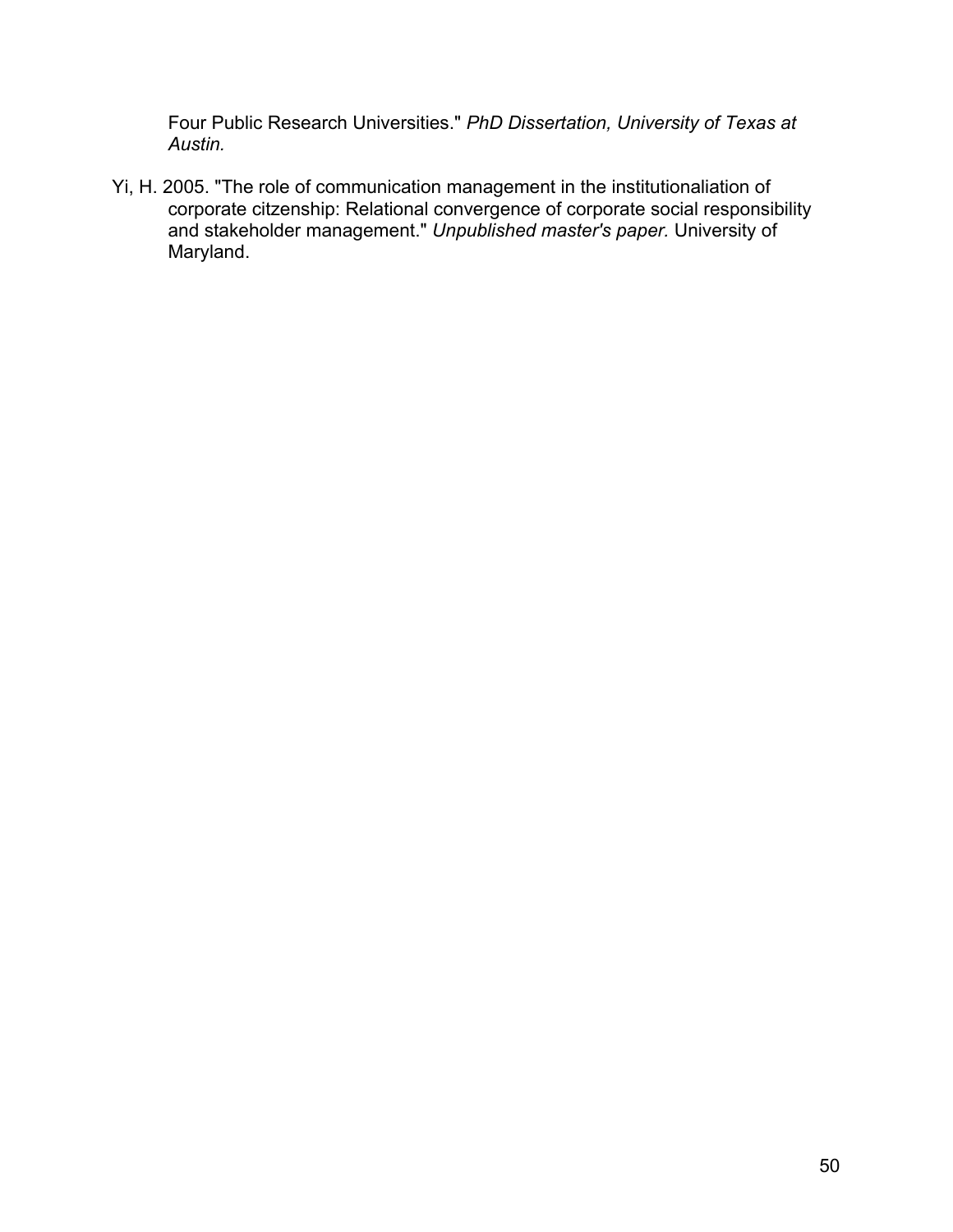Four Public Research Universities." *PhD Dissertation, University of Texas at Austin.*

Yi, H. 2005. "The role of communication management in the institutionaliation of corporate citzenship: Relational convergence of corporate social responsibility and stakeholder management." *Unpublished master's paper.* University of Maryland.